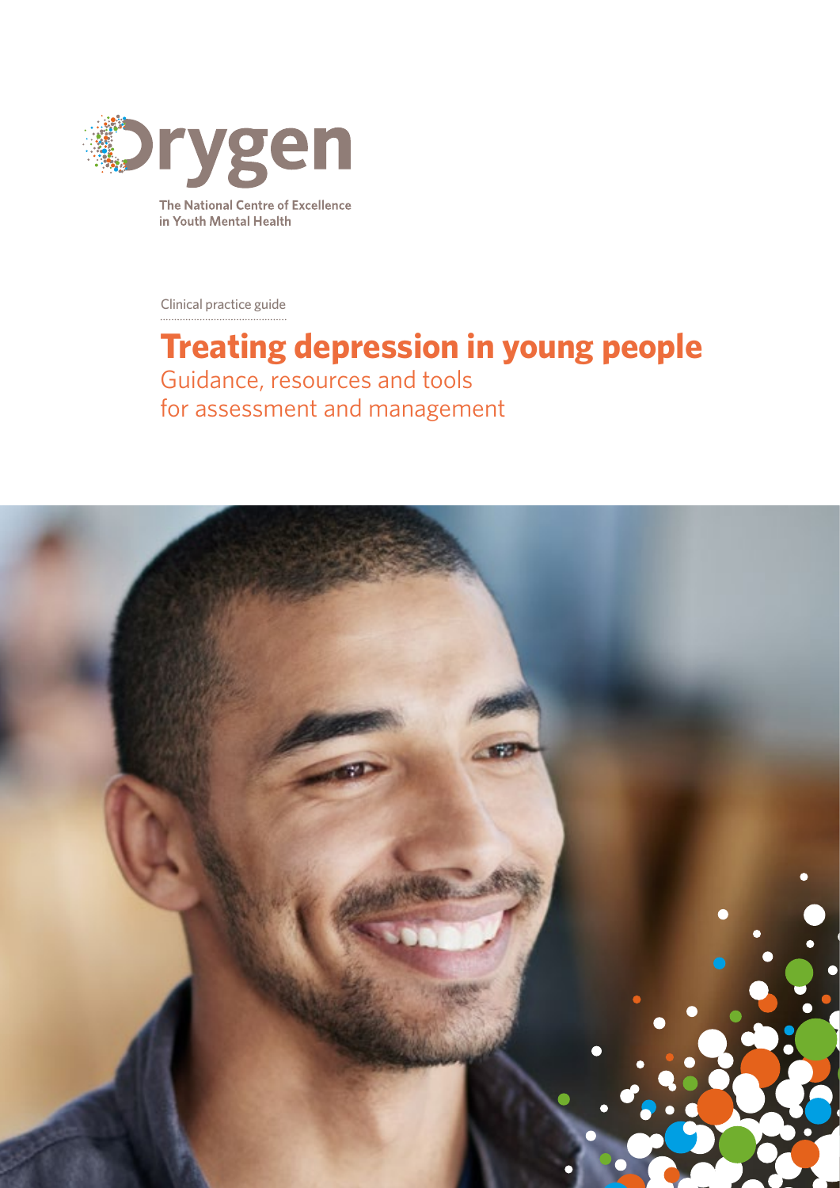Orygen

The National Centre of Excellence in Youth Mental Health

Clinical practice guide

# Treating depression in young people

Guidance, resources and tools for assessment and management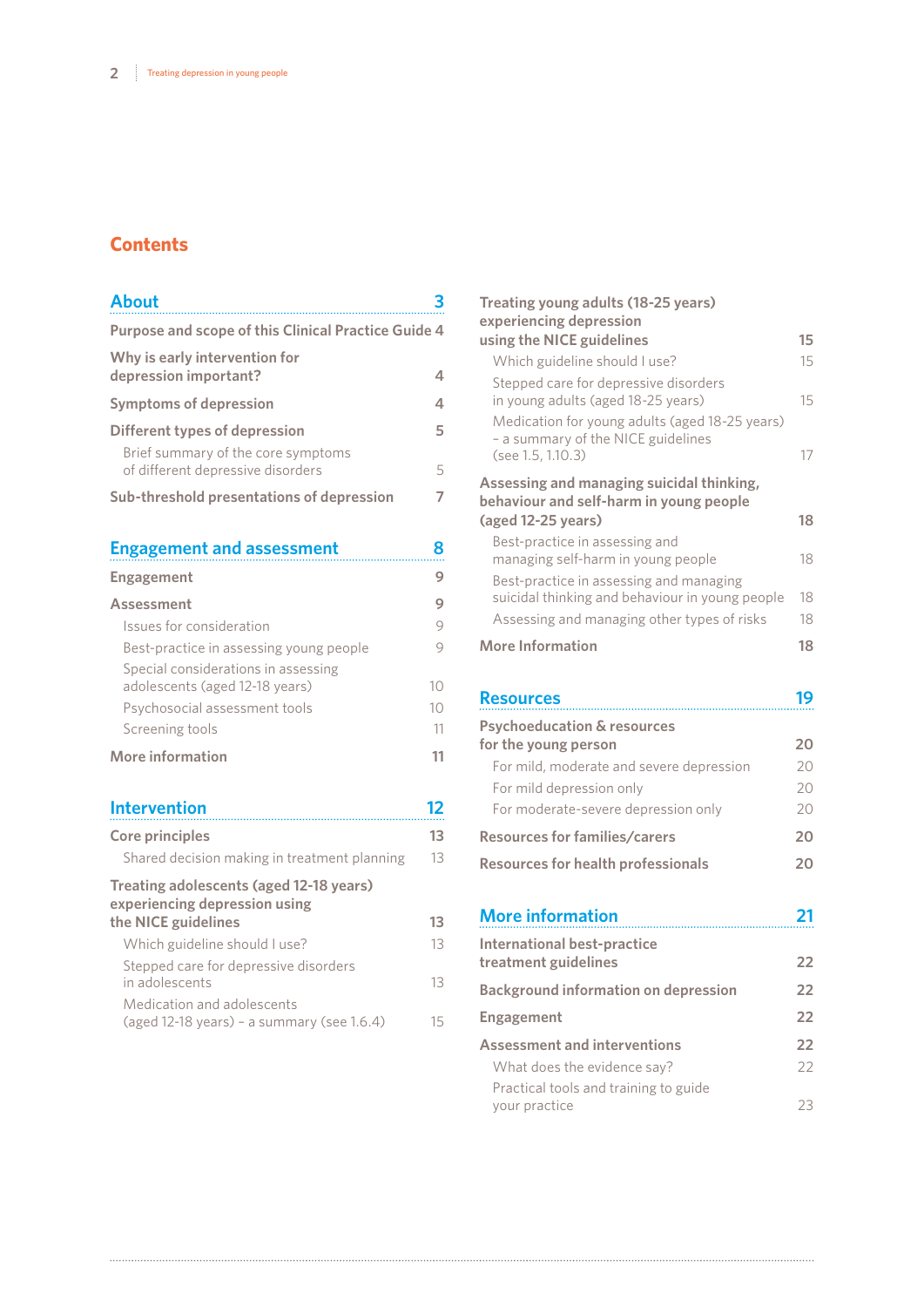# Contents

## About — 3

- Purpose and scope of this Clinical Practice Guide — 4
- Why is early intervention for depression important? — 4
- Symptoms of depression — 4
- Different types of depression — 5
  - Brief summary of the core symptoms of different depressive disorders — 5
- Sub-threshold presentations of depression — 7

## Engagement and assessment — 8

- Engagement — 9
- Assessment — 9
  - Issues for consideration — 9
  - Best-practice in assessing young people — 9
  - Special considerations in assessing adolescents (aged 12-18 years) — 10
  - Psychosocial assessment tools — 10
  - Screening tools — 11
- More information — 11

## Intervention — 12

- Core principles — 13
  - Shared decision making in treatment planning — 13
- Treating adolescents (aged 12-18 years) experiencing depression using the NICE guidelines — 13
  - Which guideline should I use? — 13
  - Stepped care for depressive disorders in adolescents — 13
  - Medication and adolescents (aged 12-18 years) – a summary (see 1.6.4) — 15
- Treating young adults (18-25 years) experiencing depression using the NICE guidelines — 15
  - Which guideline should I use? — 15
  - Stepped care for depressive disorders in young adults (aged 18-25 years) — 15
  - Medication for young adults (aged 18-25 years) – a summary of the NICE guidelines (see 1.5, 1.10.3) — 17
- Assessing and managing suicidal thinking, behaviour and self-harm in young people (aged 12-25 years) — 18
  - Best-practice in assessing and managing self-harm in young people — 18
  - Best-practice in assessing and managing suicidal thinking and behaviour in young people — 18
  - Assessing and managing other types of risks — 18
- More Information — 18

## Resources — 19

- Psychoeducation & resources for the young person — 20
  - For mild, moderate and severe depression — 20
  - For mild depression only — 20
  - For moderate-severe depression only — 20
- Resources for families/carers — 20
- Resources for health professionals — 20

## More information — 21

- International best-practice treatment guidelines — 22
- Background information on depression — 22
- Engagement — 22
- Assessment and interventions — 22
  - What does the evidence say? — 22
  - Practical tools and training to guide your practice — 23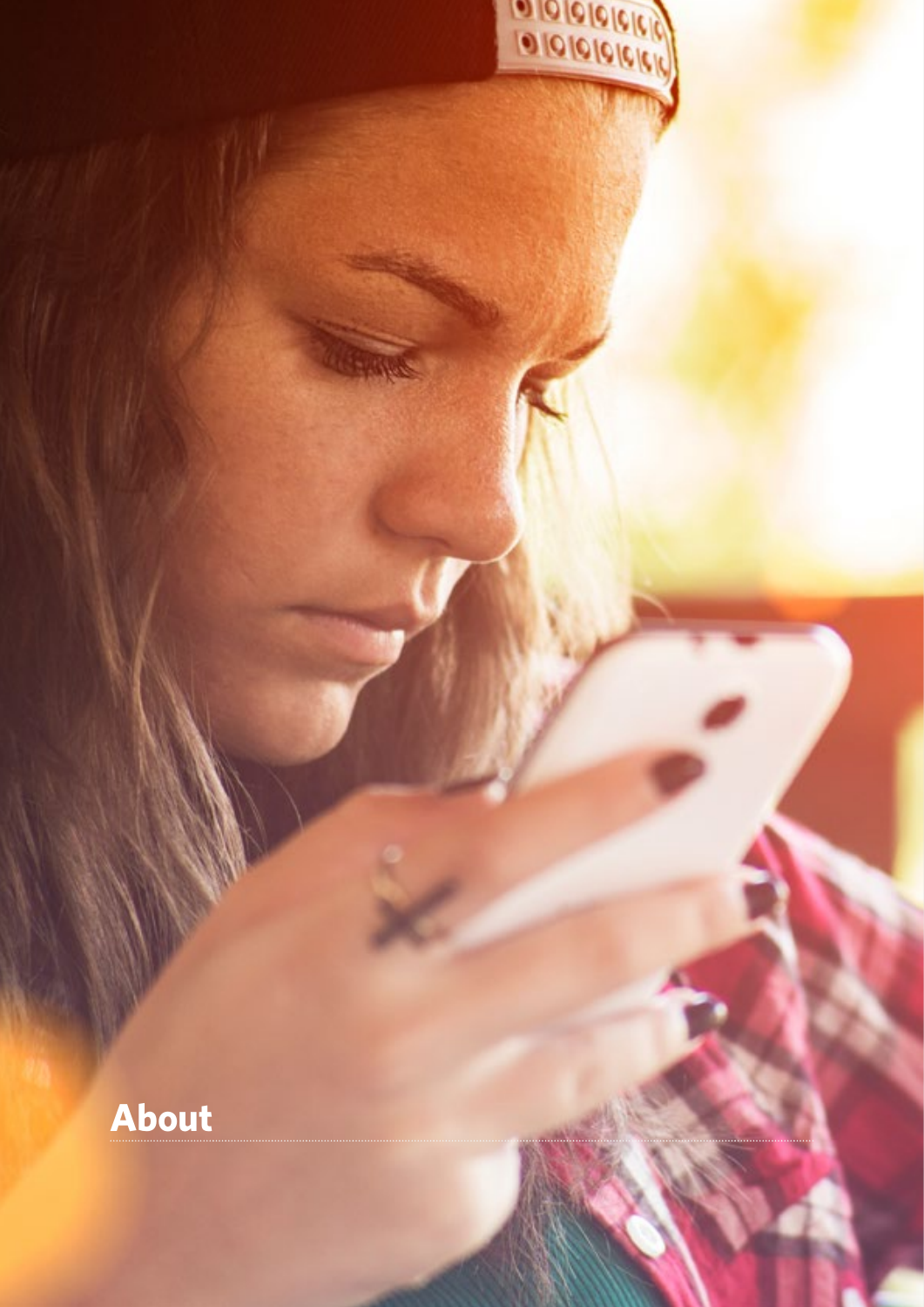# About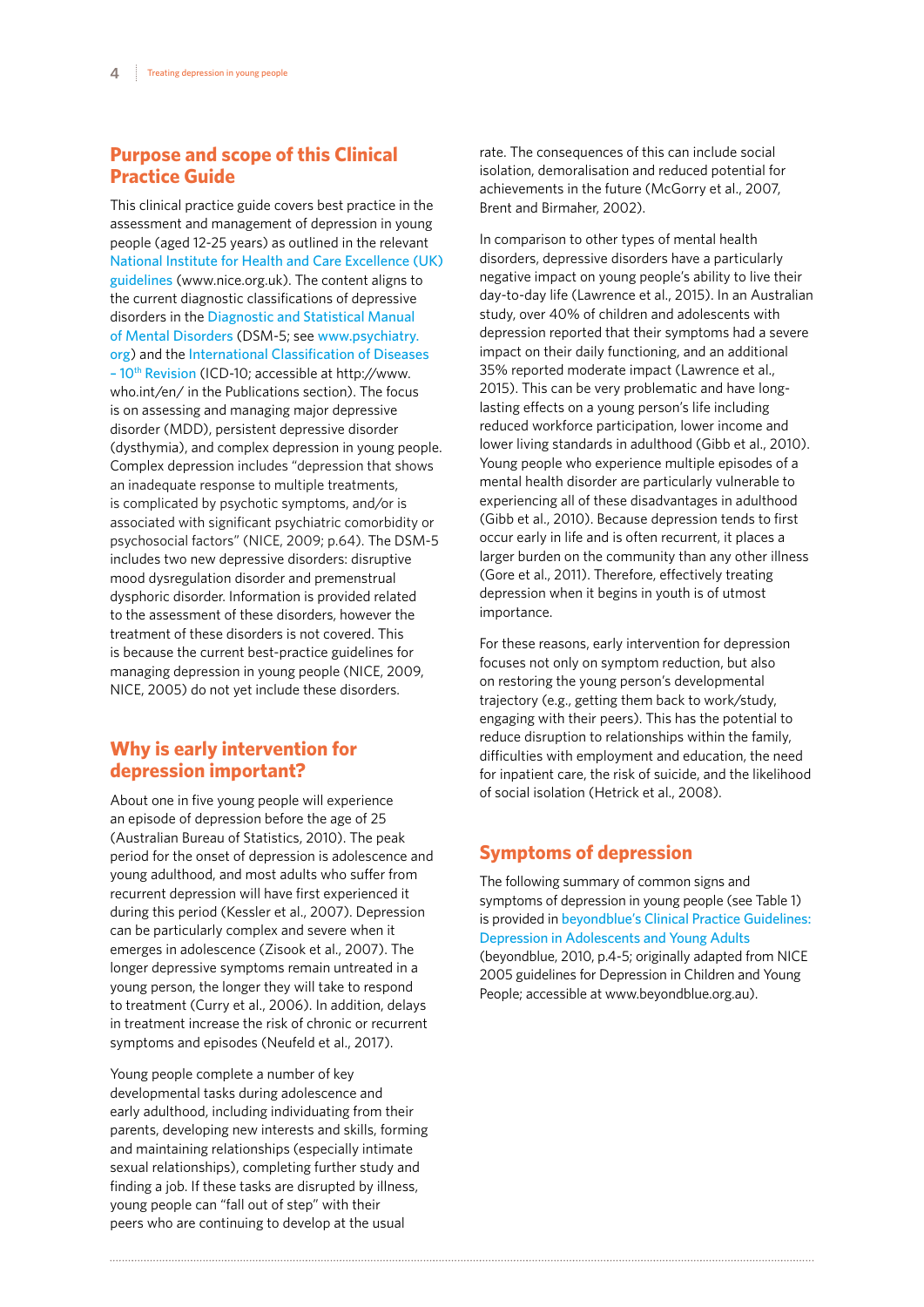## Purpose and scope of this Clinical Practice Guide

This clinical practice guide covers best practice in the assessment and management of depression in young people (aged 12-25 years) as outlined in the relevant National Institute for Health and Care Excellence (UK) guidelines (www.nice.org.uk). The content aligns to the current diagnostic classifications of depressive disorders in the Diagnostic and Statistical Manual of Mental Disorders (DSM-5; see www.psychiatry.org) and the International Classification of Diseases – 10th Revision (ICD-10; accessible at http://www.who.int/en/ in the Publications section). The focus is on assessing and managing major depressive disorder (MDD), persistent depressive disorder (dysthymia), and complex depression in young people. Complex depression includes "depression that shows an inadequate response to multiple treatments, is complicated by psychotic symptoms, and/or is associated with significant psychiatric comorbidity or psychosocial factors" (NICE, 2009; p.64). The DSM-5 includes two new depressive disorders: disruptive mood dysregulation disorder and premenstrual dysphoric disorder. Information is provided related to the assessment of these disorders, however the treatment of these disorders is not covered. This is because the current best-practice guidelines for managing depression in young people (NICE, 2009, NICE, 2005) do not yet include these disorders.

## Why is early intervention for depression important?

About one in five young people will experience an episode of depression before the age of 25 (Australian Bureau of Statistics, 2010). The peak period for the onset of depression is adolescence and young adulthood, and most adults who suffer from recurrent depression will have first experienced it during this period (Kessler et al., 2007). Depression can be particularly complex and severe when it emerges in adolescence (Zisook et al., 2007). The longer depressive symptoms remain untreated in a young person, the longer they will take to respond to treatment (Curry et al., 2006). In addition, delays in treatment increase the risk of chronic or recurrent symptoms and episodes (Neufeld et al., 2017).

Young people complete a number of key developmental tasks during adolescence and early adulthood, including individuating from their parents, developing new interests and skills, forming and maintaining relationships (especially intimate sexual relationships), completing further study and finding a job. If these tasks are disrupted by illness, young people can "fall out of step" with their peers who are continuing to develop at the usual rate. The consequences of this can include social isolation, demoralisation and reduced potential for achievements in the future (McGorry et al., 2007, Brent and Birmaher, 2002).

In comparison to other types of mental health disorders, depressive disorders have a particularly negative impact on young people's ability to live their day-to-day life (Lawrence et al., 2015). In an Australian study, over 40% of children and adolescents with depression reported that their symptoms had a severe impact on their daily functioning, and an additional 35% reported moderate impact (Lawrence et al., 2015). This can be very problematic and have long-lasting effects on a young person's life including reduced workforce participation, lower income and lower living standards in adulthood (Gibb et al., 2010). Young people who experience multiple episodes of a mental health disorder are particularly vulnerable to experiencing all of these disadvantages in adulthood (Gibb et al., 2010). Because depression tends to first occur early in life and is often recurrent, it places a larger burden on the community than any other illness (Gore et al., 2011). Therefore, effectively treating depression when it begins in youth is of utmost importance.

For these reasons, early intervention for depression focuses not only on symptom reduction, but also on restoring the young person's developmental trajectory (e.g., getting them back to work/study, engaging with their peers). This has the potential to reduce disruption to relationships within the family, difficulties with employment and education, the need for inpatient care, the risk of suicide, and the likelihood of social isolation (Hetrick et al., 2008).

## Symptoms of depression

The following summary of common signs and symptoms of depression in young people (see Table 1) is provided in beyondblue's Clinical Practice Guidelines: Depression in Adolescents and Young Adults (beyondblue, 2010, p.4-5; originally adapted from NICE 2005 guidelines for Depression in Children and Young People; accessible at www.beyondblue.org.au).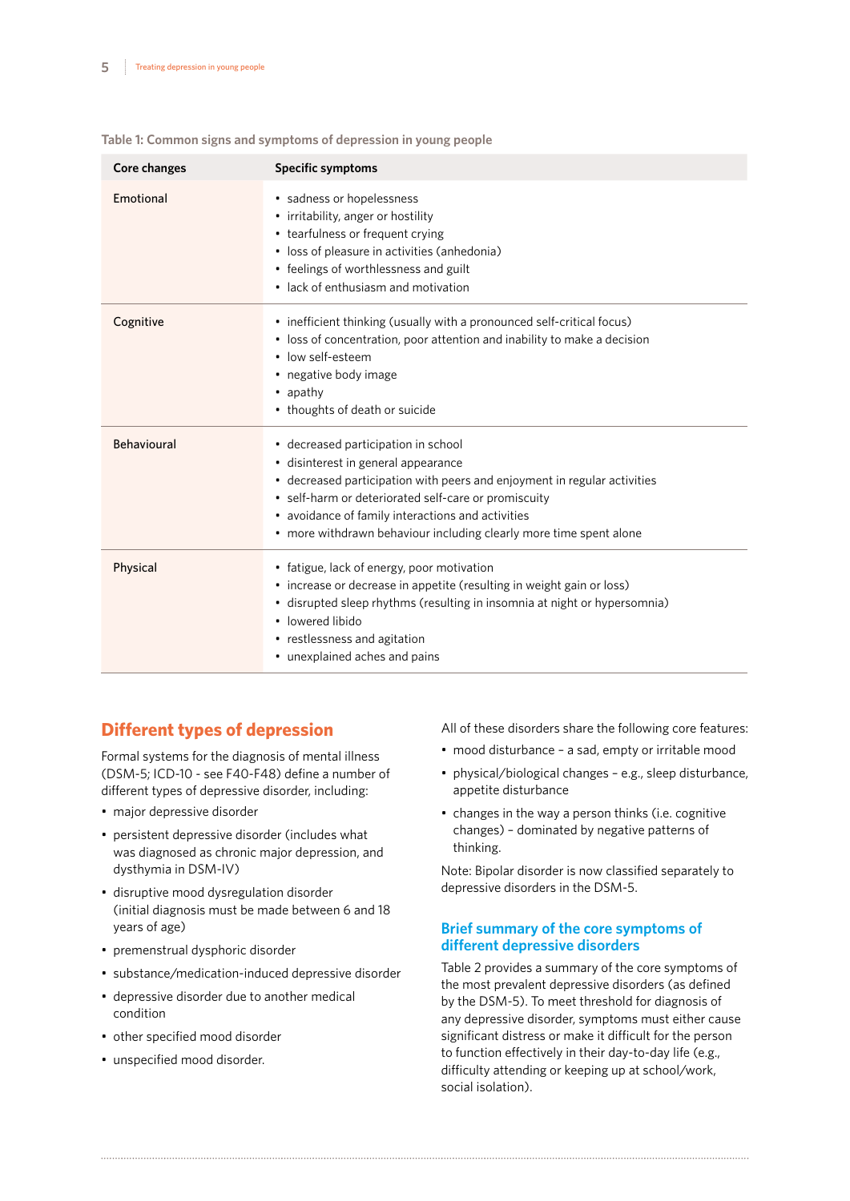Table 1: Common signs and symptoms of depression in young people

| Core changes | Specific symptoms |
| --- | --- |
| Emotional | • sadness or hopelessness<br>• irritability, anger or hostility<br>• tearfulness or frequent crying<br>• loss of pleasure in activities (anhedonia)<br>• feelings of worthlessness and guilt<br>• lack of enthusiasm and motivation |
| Cognitive | • inefficient thinking (usually with a pronounced self-critical focus)<br>• loss of concentration, poor attention and inability to make a decision<br>• low self-esteem<br>• negative body image<br>• apathy<br>• thoughts of death or suicide |
| Behavioural | • decreased participation in school<br>• disinterest in general appearance<br>• decreased participation with peers and enjoyment in regular activities<br>• self-harm or deteriorated self-care or promiscuity<br>• avoidance of family interactions and activities<br>• more withdrawn behaviour including clearly more time spent alone |
| Physical | • fatigue, lack of energy, poor motivation<br>• increase or decrease in appetite (resulting in weight gain or loss)<br>• disrupted sleep rhythms (resulting in insomnia at night or hypersomnia)<br>• lowered libido<br>• restlessness and agitation<br>• unexplained aches and pains |

## Different types of depression

Formal systems for the diagnosis of mental illness (DSM-5; ICD-10 - see F40-F48) define a number of different types of depressive disorder, including:

- major depressive disorder
- persistent depressive disorder (includes what was diagnosed as chronic major depression, and dysthymia in DSM-IV)
- disruptive mood dysregulation disorder (initial diagnosis must be made between 6 and 18 years of age)
- premenstrual dysphoric disorder
- substance/medication-induced depressive disorder
- depressive disorder due to another medical condition
- other specified mood disorder
- unspecified mood disorder.

All of these disorders share the following core features:

- mood disturbance – a sad, empty or irritable mood
- physical/biological changes – e.g., sleep disturbance, appetite disturbance
- changes in the way a person thinks (i.e. cognitive changes) – dominated by negative patterns of thinking.

Note: Bipolar disorder is now classified separately to depressive disorders in the DSM-5.

### Brief summary of the core symptoms of different depressive disorders

Table 2 provides a summary of the core symptoms of the most prevalent depressive disorders (as defined by the DSM-5). To meet threshold for diagnosis of any depressive disorder, symptoms must either cause significant distress or make it difficult for the person to function effectively in their day-to-day life (e.g., difficulty attending or keeping up at school/work, social isolation).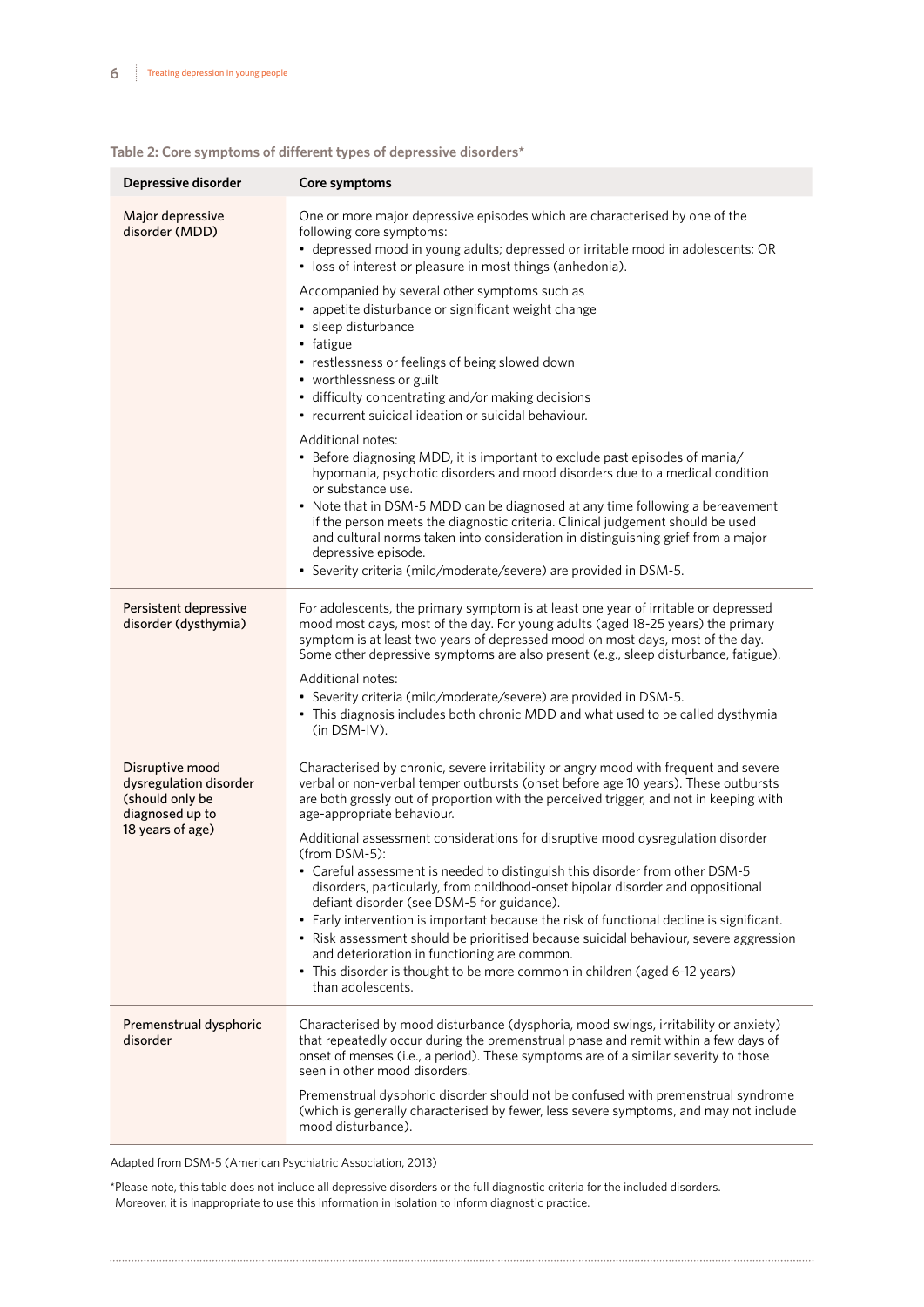**Table 2: Core symptoms of different types of depressive disorders***

| Depressive disorder | Core symptoms |
|---|---|
| Major depressive disorder (MDD) | One or more major depressive episodes which are characterised by one of the following core symptoms:<br>• depressed mood in young adults; depressed or irritable mood in adolescents; OR<br>• loss of interest or pleasure in most things (anhedonia).<br><br>Accompanied by several other symptoms such as<br>• appetite disturbance or significant weight change<br>• sleep disturbance<br>• fatigue<br>• restlessness or feelings of being slowed down<br>• worthlessness or guilt<br>• difficulty concentrating and/or making decisions<br>• recurrent suicidal ideation or suicidal behaviour.<br><br>Additional notes:<br>• Before diagnosing MDD, it is important to exclude past episodes of mania/hypomania, psychotic disorders and mood disorders due to a medical condition or substance use.<br>• Note that in DSM-5 MDD can be diagnosed at any time following a bereavement if the person meets the diagnostic criteria. Clinical judgement should be used and cultural norms taken into consideration in distinguishing grief from a major depressive episode.<br>• Severity criteria (mild/moderate/severe) are provided in DSM-5. |
| Persistent depressive disorder (dysthymia) | For adolescents, the primary symptom is at least one year of irritable or depressed mood most days, most of the day. For young adults (aged 18-25 years) the primary symptom is at least two years of depressed mood on most days, most of the day. Some other depressive symptoms are also present (e.g., sleep disturbance, fatigue).<br><br>Additional notes:<br>• Severity criteria (mild/moderate/severe) are provided in DSM-5.<br>• This diagnosis includes both chronic MDD and what used to be called dysthymia (in DSM-IV). |
| Disruptive mood dysregulation disorder (should only be diagnosed up to 18 years of age) | Characterised by chronic, severe irritability or angry mood with frequent and severe verbal or non-verbal temper outbursts (onset before age 10 years). These outbursts are both grossly out of proportion with the perceived trigger, and not in keeping with age-appropriate behaviour.<br><br>Additional assessment considerations for disruptive mood dysregulation disorder (from DSM-5):<br>• Careful assessment is needed to distinguish this disorder from other DSM-5 disorders, particularly, from childhood-onset bipolar disorder and oppositional defiant disorder (see DSM-5 for guidance).<br>• Early intervention is important because the risk of functional decline is significant.<br>• Risk assessment should be prioritised because suicidal behaviour, severe aggression and deterioration in functioning are common.<br>• This disorder is thought to be more common in children (aged 6-12 years) than adolescents. |
| Premenstrual dysphoric disorder | Characterised by mood disturbance (dysphoria, mood swings, irritability or anxiety) that repeatedly occur during the premenstrual phase and remit within a few days of onset of menses (i.e., a period). These symptoms are of a similar severity to those seen in other mood disorders.<br><br>Premenstrual dysphoric disorder should not be confused with premenstrual syndrome (which is generally characterised by fewer, less severe symptoms, and may not include mood disturbance). |

Adapted from DSM-5 (American Psychiatric Association, 2013)

*Please note, this table does not include all depressive disorders or the full diagnostic criteria for the included disorders. Moreover, it is inappropriate to use this information in isolation to inform diagnostic practice.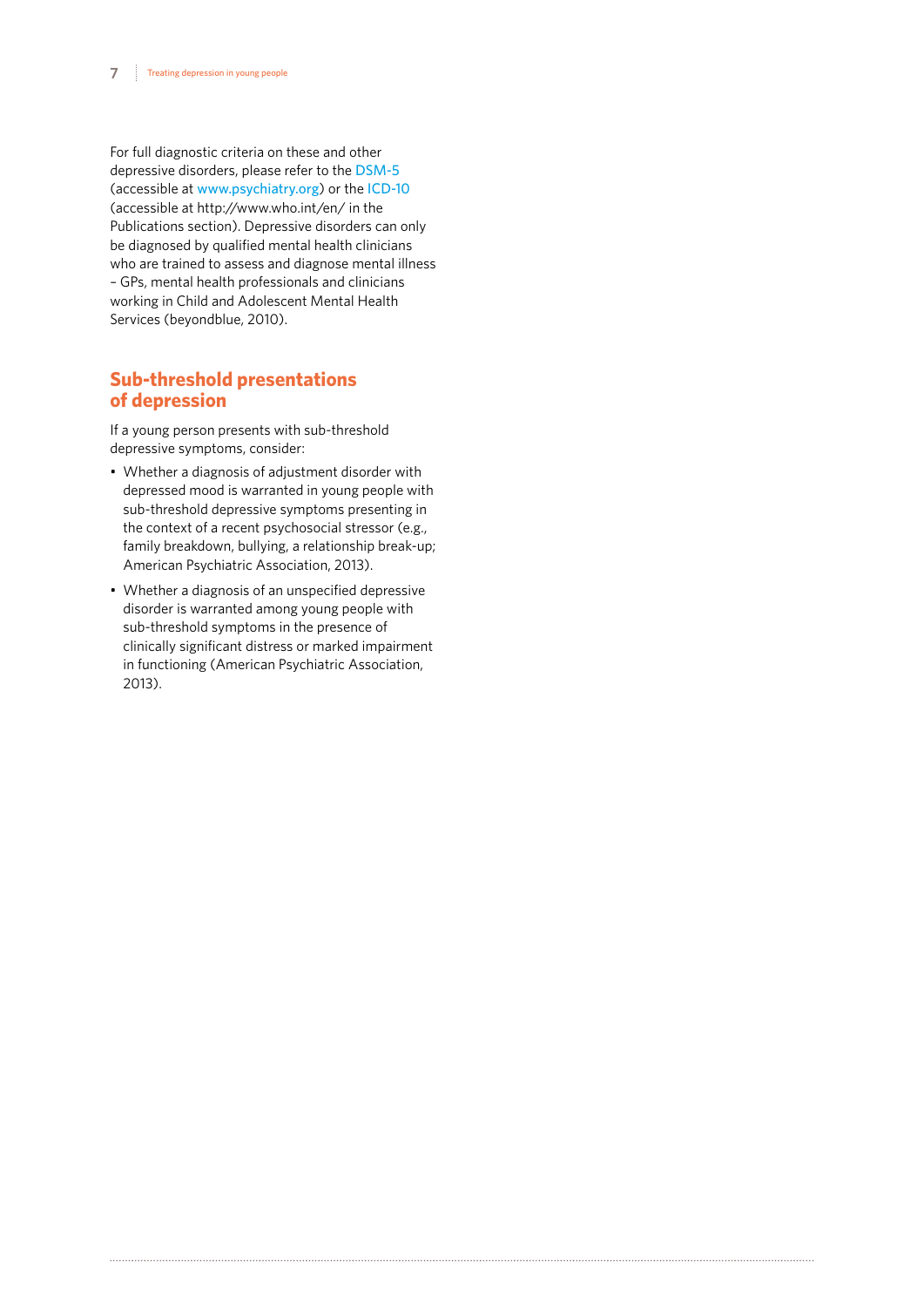For full diagnostic criteria on these and other depressive disorders, please refer to the DSM-5 (accessible at www.psychiatry.org) or the ICD-10 (accessible at http://www.who.int/en/ in the Publications section). Depressive disorders can only be diagnosed by qualified mental health clinicians who are trained to assess and diagnose mental illness – GPs, mental health professionals and clinicians working in Child and Adolescent Mental Health Services (beyondblue, 2010).

## Sub-threshold presentations of depression

If a young person presents with sub-threshold depressive symptoms, consider:

- Whether a diagnosis of adjustment disorder with depressed mood is warranted in young people with sub-threshold depressive symptoms presenting in the context of a recent psychosocial stressor (e.g., family breakdown, bullying, a relationship break-up; American Psychiatric Association, 2013).
- Whether a diagnosis of an unspecified depressive disorder is warranted among young people with sub-threshold symptoms in the presence of clinically significant distress or marked impairment in functioning (American Psychiatric Association, 2013).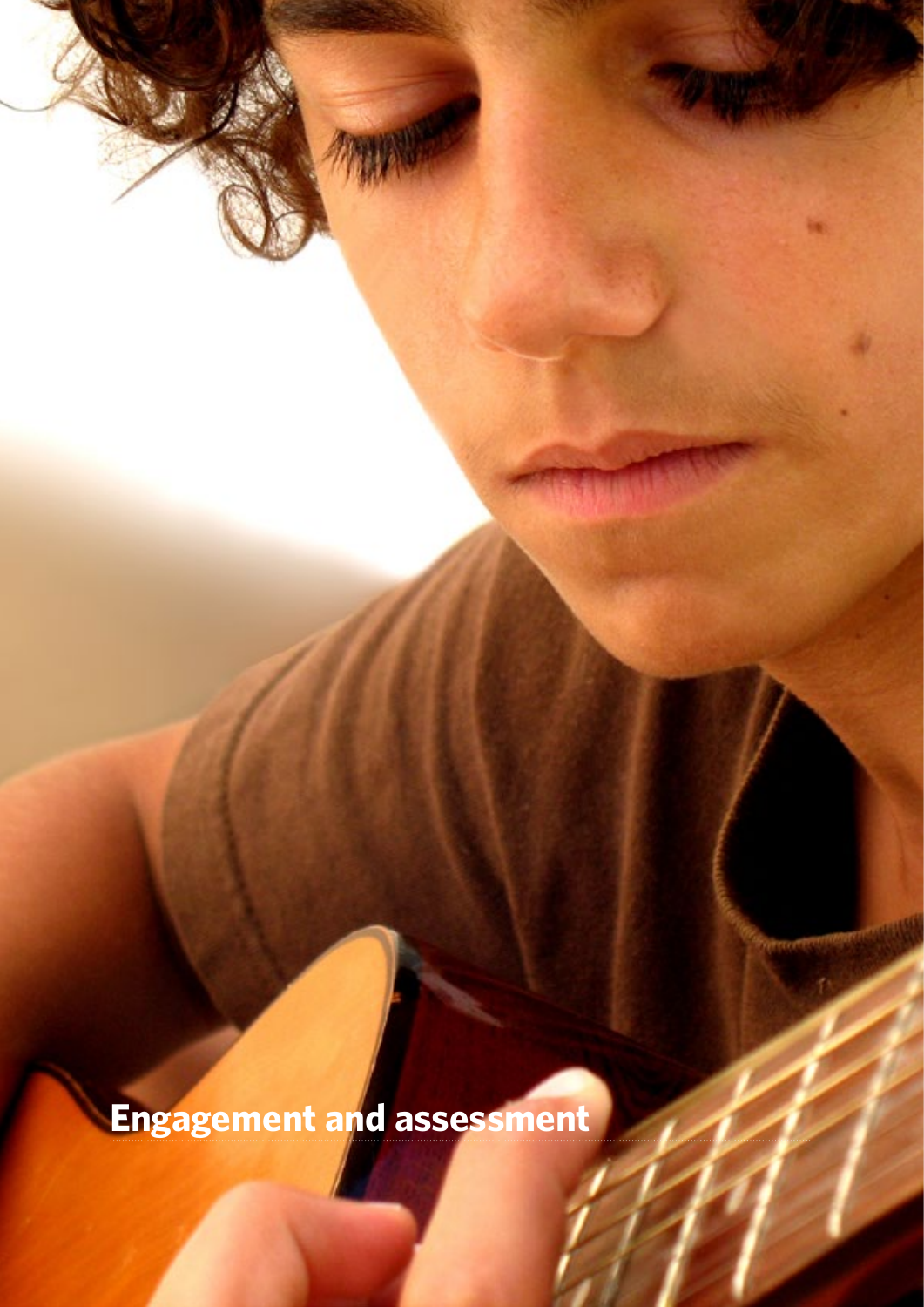# Engagement and assessment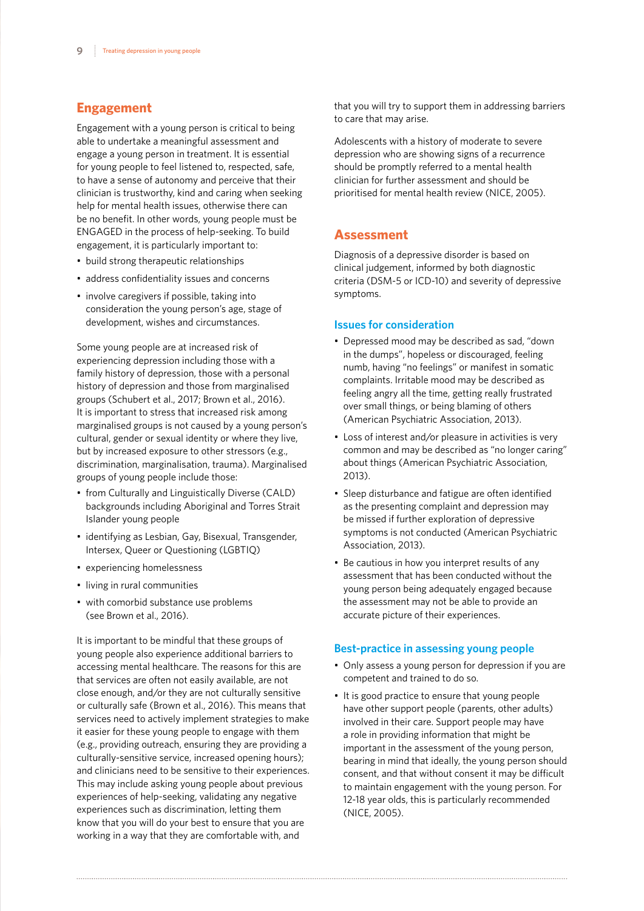## Engagement

Engagement with a young person is critical to being able to undertake a meaningful assessment and engage a young person in treatment. It is essential for young people to feel listened to, respected, safe, to have a sense of autonomy and perceive that their clinician is trustworthy, kind and caring when seeking help for mental health issues, otherwise there can be no benefit. In other words, young people must be ENGAGED in the process of help-seeking. To build engagement, it is particularly important to:

- build strong therapeutic relationships
- address confidentiality issues and concerns
- involve caregivers if possible, taking into consideration the young person's age, stage of development, wishes and circumstances.

Some young people are at increased risk of experiencing depression including those with a family history of depression, those with a personal history of depression and those from marginalised groups (Schubert et al., 2017; Brown et al., 2016). It is important to stress that increased risk among marginalised groups is not caused by a young person's cultural, gender or sexual identity or where they live, but by increased exposure to other stressors (e.g., discrimination, marginalisation, trauma). Marginalised groups of young people include those:

- from Culturally and Linguistically Diverse (CALD) backgrounds including Aboriginal and Torres Strait Islander young people
- identifying as Lesbian, Gay, Bisexual, Transgender, Intersex, Queer or Questioning (LGBTIQ)
- experiencing homelessness
- living in rural communities
- with comorbid substance use problems (see Brown et al., 2016).

It is important to be mindful that these groups of young people also experience additional barriers to accessing mental healthcare. The reasons for this are that services are often not easily available, are not close enough, and/or they are not culturally sensitive or culturally safe (Brown et al., 2016). This means that services need to actively implement strategies to make it easier for these young people to engage with them (e.g., providing outreach, ensuring they are providing a culturally-sensitive service, increased opening hours); and clinicians need to be sensitive to their experiences. This may include asking young people about previous experiences of help-seeking, validating any negative experiences such as discrimination, letting them know that you will do your best to ensure that you are working in a way that they are comfortable with, and that you will try to support them in addressing barriers to care that may arise.

Adolescents with a history of moderate to severe depression who are showing signs of a recurrence should be promptly referred to a mental health clinician for further assessment and should be prioritised for mental health review (NICE, 2005).

## Assessment

Diagnosis of a depressive disorder is based on clinical judgement, informed by both diagnostic criteria (DSM-5 or ICD-10) and severity of depressive symptoms.

### Issues for consideration

- Depressed mood may be described as sad, "down in the dumps", hopeless or discouraged, feeling numb, having "no feelings" or manifest in somatic complaints. Irritable mood may be described as feeling angry all the time, getting really frustrated over small things, or being blaming of others (American Psychiatric Association, 2013).
- Loss of interest and/or pleasure in activities is very common and may be described as "no longer caring" about things (American Psychiatric Association, 2013).
- Sleep disturbance and fatigue are often identified as the presenting complaint and depression may be missed if further exploration of depressive symptoms is not conducted (American Psychiatric Association, 2013).
- Be cautious in how you interpret results of any assessment that has been conducted without the young person being adequately engaged because the assessment may not be able to provide an accurate picture of their experiences.

### Best-practice in assessing young people

- Only assess a young person for depression if you are competent and trained to do so.
- It is good practice to ensure that young people have other support people (parents, other adults) involved in their care. Support people may have a role in providing information that might be important in the assessment of the young person, bearing in mind that ideally, the young person should consent, and that without consent it may be difficult to maintain engagement with the young person. For 12-18 year olds, this is particularly recommended (NICE, 2005).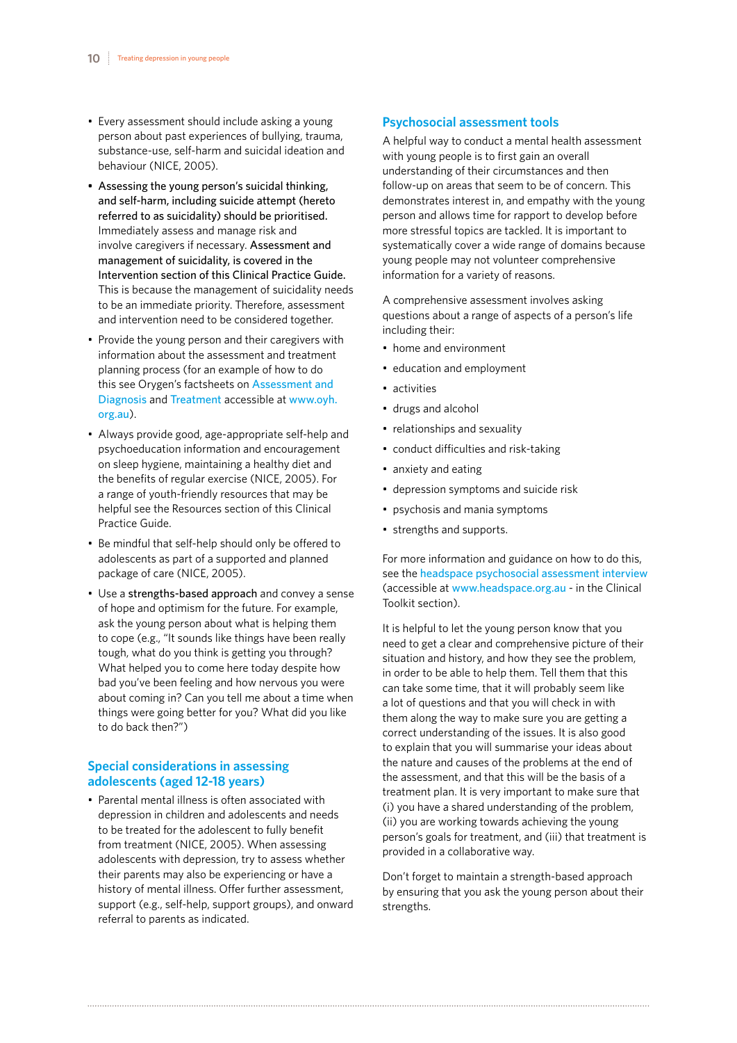- Every assessment should include asking a young person about past experiences of bullying, trauma, substance-use, self-harm and suicidal ideation and behaviour (NICE, 2005).
- **Assessing the young person's suicidal thinking, and self-harm, including suicide attempt (hereto referred to as suicidality) should be prioritised.** Immediately assess and manage risk and involve caregivers if necessary. **Assessment and management of suicidality, is covered in the Intervention section of this Clinical Practice Guide.** This is because the management of suicidality needs to be an immediate priority. Therefore, assessment and intervention need to be considered together.
- Provide the young person and their caregivers with information about the assessment and treatment planning process (for an example of how to do this see Orygen's factsheets on Assessment and Diagnosis and Treatment accessible at www.oyh.org.au).
- Always provide good, age-appropriate self-help and psychoeducation information and encouragement on sleep hygiene, maintaining a healthy diet and the benefits of regular exercise (NICE, 2005). For a range of youth-friendly resources that may be helpful see the Resources section of this Clinical Practice Guide.
- Be mindful that self-help should only be offered to adolescents as part of a supported and planned package of care (NICE, 2005).
- Use a **strengths-based approach** and convey a sense of hope and optimism for the future. For example, ask the young person about what is helping them to cope (e.g., "It sounds like things have been really tough, what do you think is getting you through? What helped you to come here today despite how bad you've been feeling and how nervous you were about coming in? Can you tell me about a time when things were going better for you? What did you like to do back then?")

## Special considerations in assessing adolescents (aged 12-18 years)

- Parental mental illness is often associated with depression in children and adolescents and needs to be treated for the adolescent to fully benefit from treatment (NICE, 2005). When assessing adolescents with depression, try to assess whether their parents may also be experiencing or have a history of mental illness. Offer further assessment, support (e.g., self-help, support groups), and onward referral to parents as indicated.

## Psychosocial assessment tools

A helpful way to conduct a mental health assessment with young people is to first gain an overall understanding of their circumstances and then follow-up on areas that seem to be of concern. This demonstrates interest in, and empathy with the young person and allows time for rapport to develop before more stressful topics are tackled. It is important to systematically cover a wide range of domains because young people may not volunteer comprehensive information for a variety of reasons.

A comprehensive assessment involves asking questions about a range of aspects of a person's life including their:

- home and environment
- education and employment
- activities
- drugs and alcohol
- relationships and sexuality
- conduct difficulties and risk-taking
- anxiety and eating
- depression symptoms and suicide risk
- psychosis and mania symptoms
- strengths and supports.

For more information and guidance on how to do this, see the headspace psychosocial assessment interview (accessible at www.headspace.org.au - in the Clinical Toolkit section).

It is helpful to let the young person know that you need to get a clear and comprehensive picture of their situation and history, and how they see the problem, in order to be able to help them. Tell them that this can take some time, that it will probably seem like a lot of questions and that you will check in with them along the way to make sure you are getting a correct understanding of the issues. It is also good to explain that you will summarise your ideas about the nature and causes of the problems at the end of the assessment, and that this will be the basis of a treatment plan. It is very important to make sure that (i) you have a shared understanding of the problem, (ii) you are working towards achieving the young person's goals for treatment, and (iii) that treatment is provided in a collaborative way.

Don't forget to maintain a strength-based approach by ensuring that you ask the young person about their strengths.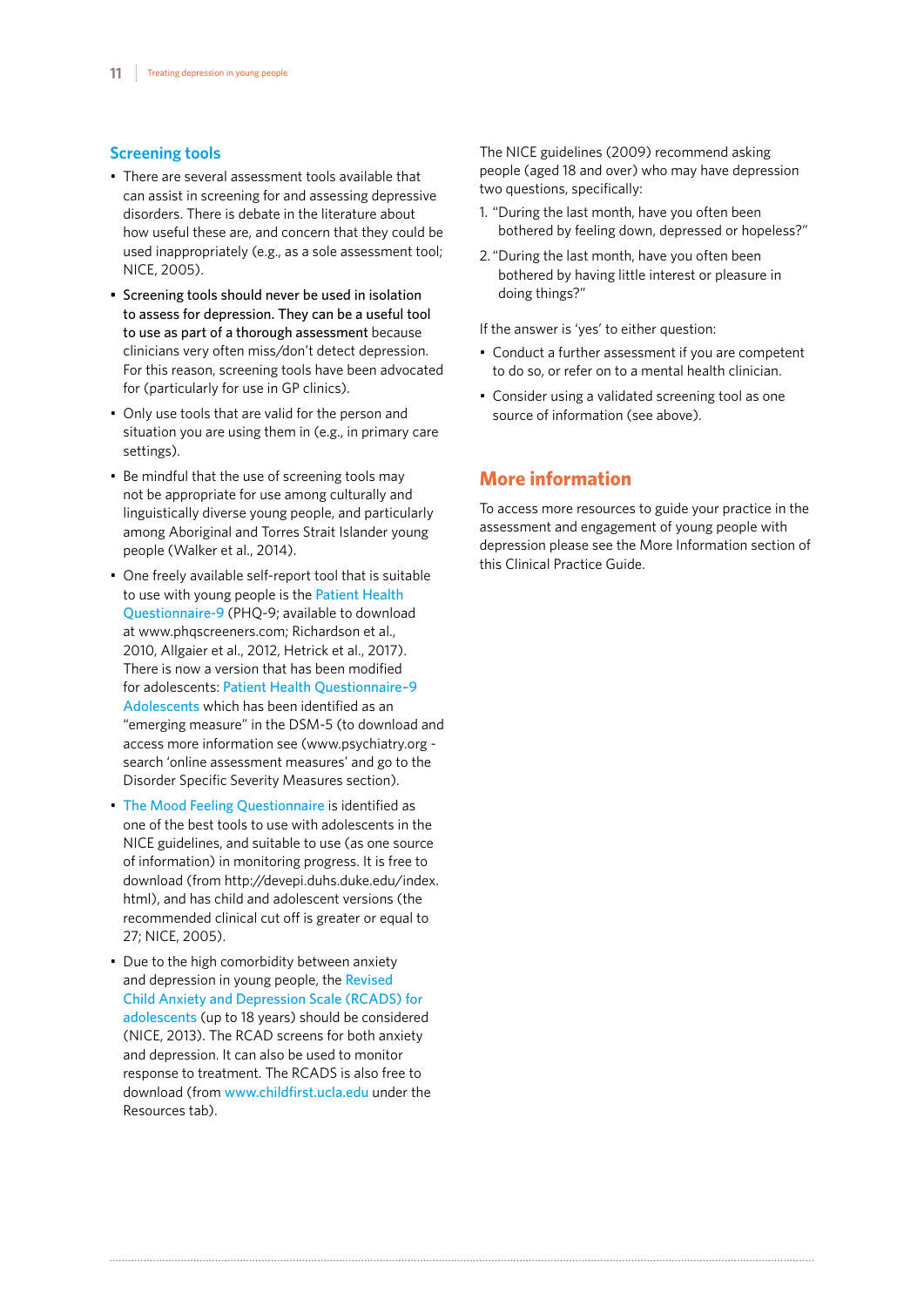## Screening tools

- There are several assessment tools available that can assist in screening for and assessing depressive disorders. There is debate in the literature about how useful these are, and concern that they could be used inappropriately (e.g., as a sole assessment tool; NICE, 2005).
- **Screening tools should never be used in isolation to assess for depression. They can be a useful tool to use as part of a thorough assessment** because clinicians very often miss/don't detect depression. For this reason, screening tools have been advocated for (particularly for use in GP clinics).
- Only use tools that are valid for the person and situation you are using them in (e.g., in primary care settings).
- Be mindful that the use of screening tools may not be appropriate for use among culturally and linguistically diverse young people, and particularly among Aboriginal and Torres Strait Islander young people (Walker et al., 2014).
- One freely available self-report tool that is suitable to use with young people is the Patient Health Questionnaire-9 (PHQ-9; available to download at www.phqscreeners.com; Richardson et al., 2010, Allgaier et al., 2012, Hetrick et al., 2017). There is now a version that has been modified for adolescents: Patient Health Questionnaire-9 Adolescents which has been identified as an "emerging measure" in the DSM-5 (to download and access more information see (www.psychiatry.org - search 'online assessment measures' and go to the Disorder Specific Severity Measures section).
- The Mood Feeling Questionnaire is identified as one of the best tools to use with adolescents in the NICE guidelines, and suitable to use (as one source of information) in monitoring progress. It is free to download (from http://devepi.duhs.duke.edu/index.html), and has child and adolescent versions (the recommended clinical cut off is greater or equal to 27; NICE, 2005).
- Due to the high comorbidity between anxiety and depression in young people, the Revised Child Anxiety and Depression Scale (RCADS) for adolescents (up to 18 years) should be considered (NICE, 2013). The RCAD screens for both anxiety and depression. It can also be used to monitor response to treatment. The RCADS is also free to download (from www.childfirst.ucla.edu under the Resources tab).

The NICE guidelines (2009) recommend asking people (aged 18 and over) who may have depression two questions, specifically:

1. "During the last month, have you often been bothered by feeling down, depressed or hopeless?"
2. "During the last month, have you often been bothered by having little interest or pleasure in doing things?"

If the answer is 'yes' to either question:

- Conduct a further assessment if you are competent to do so, or refer on to a mental health clinician.
- Consider using a validated screening tool as one source of information (see above).

## More information

To access more resources to guide your practice in the assessment and engagement of young people with depression please see the More Information section of this Clinical Practice Guide.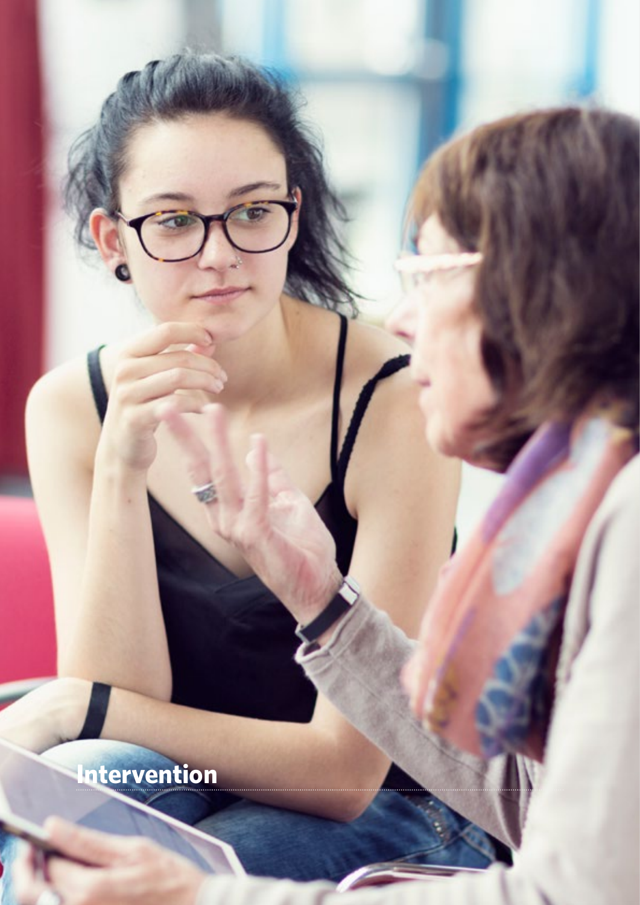# Intervention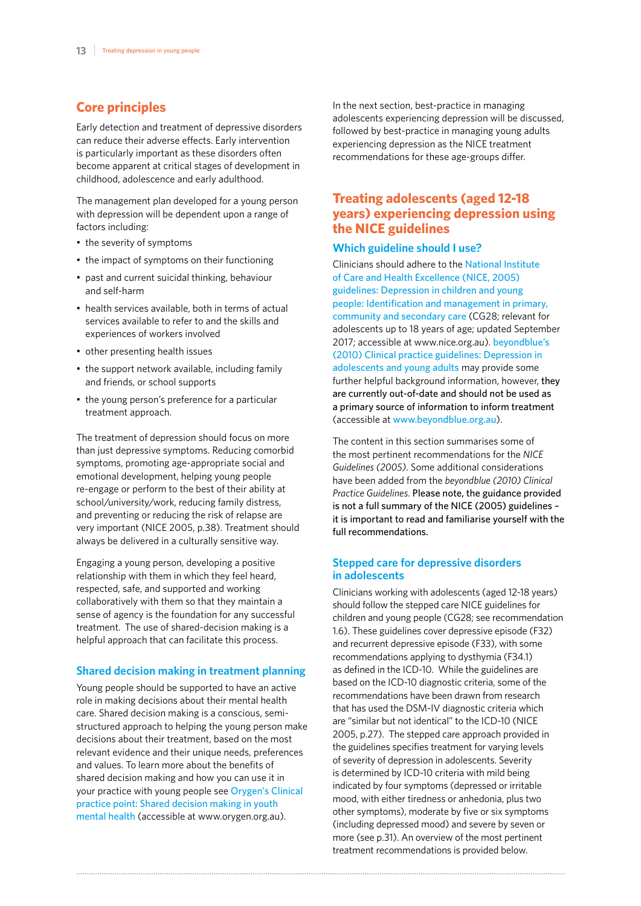## Core principles

Early detection and treatment of depressive disorders can reduce their adverse effects. Early intervention is particularly important as these disorders often become apparent at critical stages of development in childhood, adolescence and early adulthood.

The management plan developed for a young person with depression will be dependent upon a range of factors including:

- the severity of symptoms
- the impact of symptoms on their functioning
- past and current suicidal thinking, behaviour and self-harm
- health services available, both in terms of actual services available to refer to and the skills and experiences of workers involved
- other presenting health issues
- the support network available, including family and friends, or school supports
- the young person's preference for a particular treatment approach.

The treatment of depression should focus on more than just depressive symptoms. Reducing comorbid symptoms, promoting age-appropriate social and emotional development, helping young people re-engage or perform to the best of their ability at school/university/work, reducing family distress, and preventing or reducing the risk of relapse are very important (NICE 2005, p.38). Treatment should always be delivered in a culturally sensitive way.

Engaging a young person, developing a positive relationship with them in which they feel heard, respected, safe, and supported and working collaboratively with them so that they maintain a sense of agency is the foundation for any successful treatment. The use of shared-decision making is a helpful approach that can facilitate this process.

### Shared decision making in treatment planning

Young people should be supported to have an active role in making decisions about their mental health care. Shared decision making is a conscious, semi-structured approach to helping the young person make decisions about their treatment, based on the most relevant evidence and their unique needs, preferences and values. To learn more about the benefits of shared decision making and how you can use it in your practice with young people see Orygen's Clinical practice point: Shared decision making in youth mental health (accessible at www.orygen.org.au).

In the next section, best-practice in managing adolescents experiencing depression will be discussed, followed by best-practice in managing young adults experiencing depression as the NICE treatment recommendations for these age-groups differ.

## Treating adolescents (aged 12-18 years) experiencing depression using the NICE guidelines

### Which guideline should I use?

Clinicians should adhere to the National Institute of Care and Health Excellence (NICE, 2005) guidelines: Depression in children and young people: Identification and management in primary, community and secondary care (CG28; relevant for adolescents up to 18 years of age; updated September 2017; accessible at www.nice.org.au). beyondblue's (2010) Clinical practice guidelines: Depression in adolescents and young adults may provide some further helpful background information, however, **they are currently out-of-date and should not be used as a primary source of information to inform treatment** (accessible at www.beyondblue.org.au).

The content in this section summarises some of the most pertinent recommendations for the *NICE Guidelines (2005)*. Some additional considerations have been added from the *beyondblue (2010) Clinical Practice Guidelines*. **Please note, the guidance provided is not a full summary of the NICE (2005) guidelines – it is important to read and familiarise yourself with the full recommendations.**

### Stepped care for depressive disorders in adolescents

Clinicians working with adolescents (aged 12-18 years) should follow the stepped care NICE guidelines for children and young people (CG28; see recommendation 1.6). These guidelines cover depressive episode (F32) and recurrent depressive episode (F33), with some recommendations applying to dysthymia (F34.1) as defined in the ICD-10. While the guidelines are based on the ICD-10 diagnostic criteria, some of the recommendations have been drawn from research that has used the DSM-IV diagnostic criteria which are "similar but not identical" to the ICD-10 (NICE 2005, p.27). The stepped care approach provided in the guidelines specifies treatment for varying levels of severity of depression in adolescents. Severity is determined by ICD-10 criteria with mild being indicated by four symptoms (depressed or irritable mood, with either tiredness or anhedonia, plus two other symptoms), moderate by five or six symptoms (including depressed mood) and severe by seven or more (see p.31). An overview of the most pertinent treatment recommendations is provided below.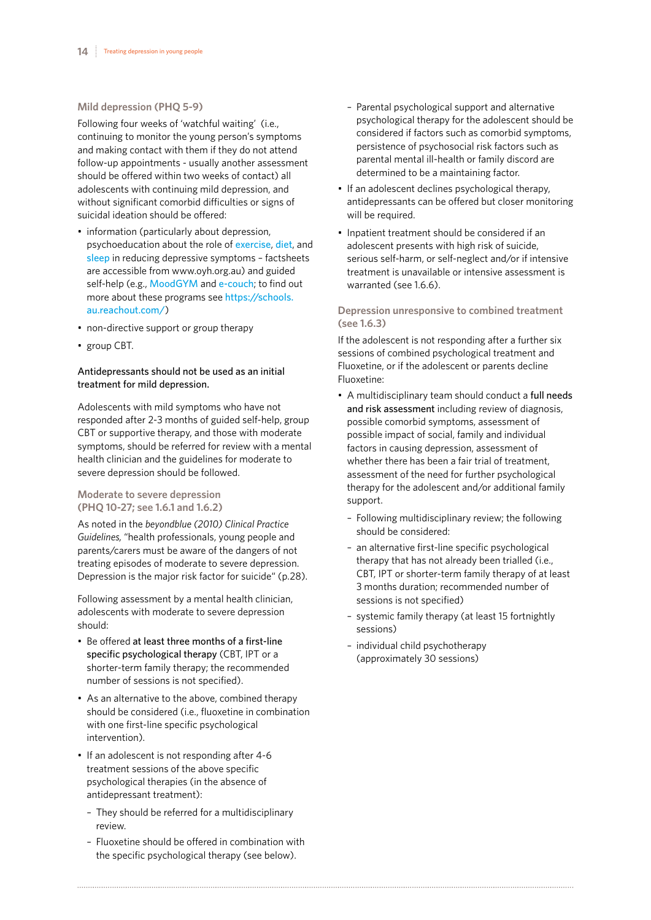### Mild depression (PHQ 5-9)

Following four weeks of 'watchful waiting' (i.e., continuing to monitor the young person's symptoms and making contact with them if they do not attend follow-up appointments - usually another assessment should be offered within two weeks of contact) all adolescents with continuing mild depression, and without significant comorbid difficulties or signs of suicidal ideation should be offered:

- information (particularly about depression, psychoeducation about the role of exercise, diet, and sleep in reducing depressive symptoms – factsheets are accessible from www.oyh.org.au) and guided self-help (e.g., MoodGYM and e-couch; to find out more about these programs see https://schools.au.reachout.com/)
- non-directive support or group therapy
- group CBT.

Antidepressants should not be used as an initial treatment for mild depression.

Adolescents with mild symptoms who have not responded after 2-3 months of guided self-help, group CBT or supportive therapy, and those with moderate symptoms, should be referred for review with a mental health clinician and the guidelines for moderate to severe depression should be followed.

### Moderate to severe depression (PHQ 10-27; see 1.6.1 and 1.6.2)

As noted in the *beyondblue (2010) Clinical Practice Guidelines,* "health professionals, young people and parents/carers must be aware of the dangers of not treating episodes of moderate to severe depression. Depression is the major risk factor for suicide" (p.28).

Following assessment by a mental health clinician, adolescents with moderate to severe depression should:

- Be offered **at least three months of a first-line specific psychological therapy** (CBT, IPT or a shorter-term family therapy; the recommended number of sessions is not specified).
- As an alternative to the above, combined therapy should be considered (i.e., fluoxetine in combination with one first-line specific psychological intervention).
- If an adolescent is not responding after 4-6 treatment sessions of the above specific psychological therapies (in the absence of antidepressant treatment):
  - They should be referred for a multidisciplinary review.
  - Fluoxetine should be offered in combination with the specific psychological therapy (see below).
  - Parental psychological support and alternative psychological therapy for the adolescent should be considered if factors such as comorbid symptoms, persistence of psychosocial risk factors such as parental mental ill-health or family discord are determined to be a maintaining factor.
- If an adolescent declines psychological therapy, antidepressants can be offered but closer monitoring will be required.
- Inpatient treatment should be considered if an adolescent presents with high risk of suicide, serious self-harm, or self-neglect and/or if intensive treatment is unavailable or intensive assessment is warranted (see 1.6.6).

### Depression unresponsive to combined treatment (see 1.6.3)

If the adolescent is not responding after a further six sessions of combined psychological treatment and Fluoxetine, or if the adolescent or parents decline Fluoxetine:

- A multidisciplinary team should conduct a **full needs and risk assessment** including review of diagnosis, possible comorbid symptoms, assessment of possible impact of social, family and individual factors in causing depression, assessment of whether there has been a fair trial of treatment, assessment of the need for further psychological therapy for the adolescent and/or additional family support.
  - Following multidisciplinary review; the following should be considered:
  - an alternative first-line specific psychological therapy that has not already been trialled (i.e., CBT, IPT or shorter-term family therapy of at least 3 months duration; recommended number of sessions is not specified)
  - systemic family therapy (at least 15 fortnightly sessions)
  - individual child psychotherapy (approximately 30 sessions)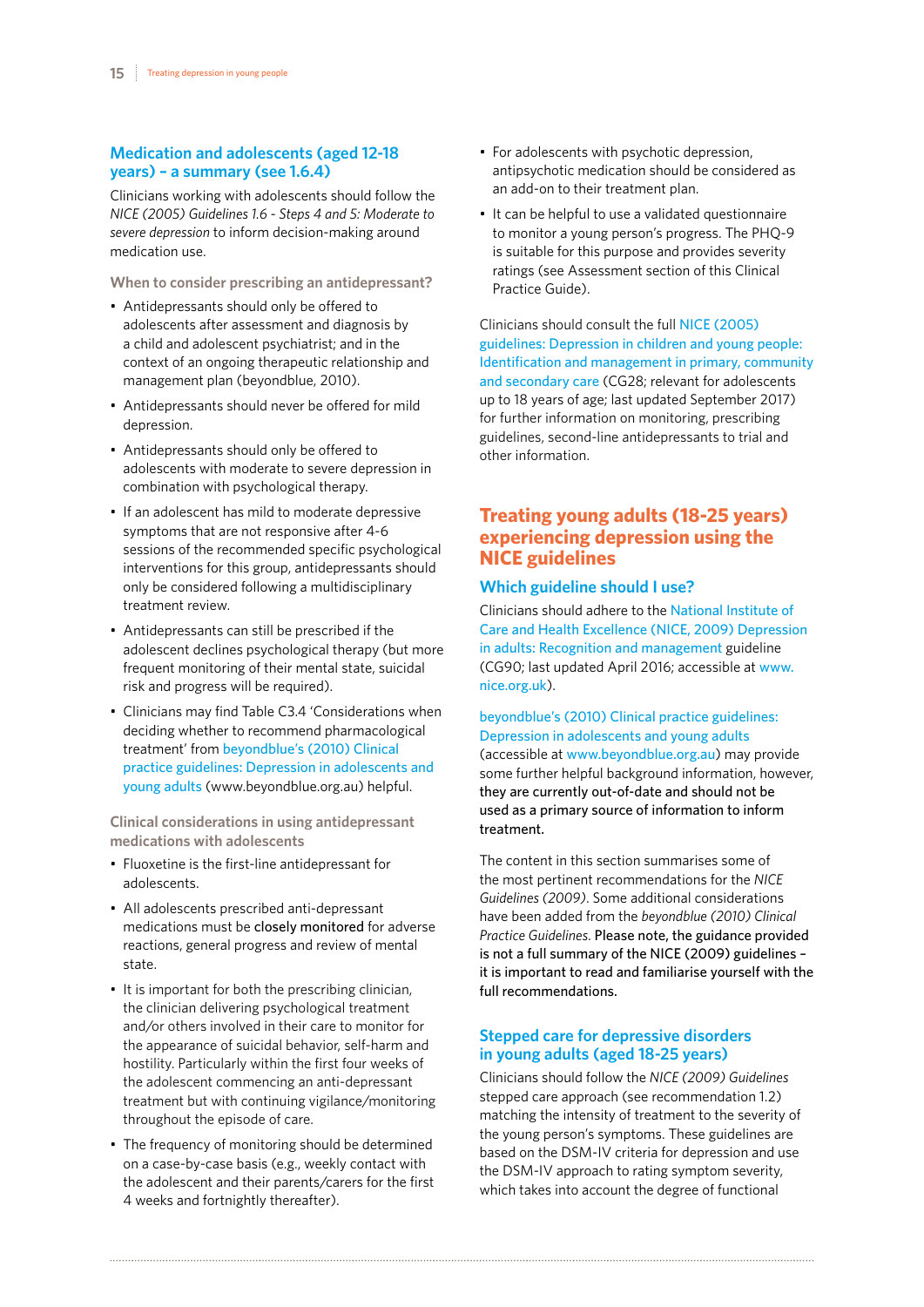## Medication and adolescents (aged 12-18 years) – a summary (see 1.6.4)

Clinicians working with adolescents should follow the *NICE (2005) Guidelines 1.6 - Steps 4 and 5: Moderate to severe depression* to inform decision-making around medication use.

### When to consider prescribing an antidepressant?

- Antidepressants should only be offered to adolescents after assessment and diagnosis by a child and adolescent psychiatrist; and in the context of an ongoing therapeutic relationship and management plan (beyondblue, 2010).
- Antidepressants should never be offered for mild depression.
- Antidepressants should only be offered to adolescents with moderate to severe depression in combination with psychological therapy.
- If an adolescent has mild to moderate depressive symptoms that are not responsive after 4-6 sessions of the recommended specific psychological interventions for this group, antidepressants should only be considered following a multidisciplinary treatment review.
- Antidepressants can still be prescribed if the adolescent declines psychological therapy (but more frequent monitoring of their mental state, suicidal risk and progress will be required).
- Clinicians may find Table C3.4 'Considerations when deciding whether to recommend pharmacological treatment' from beyondblue's (2010) Clinical practice guidelines: Depression in adolescents and young adults (www.beyondblue.org.au) helpful.

### Clinical considerations in using antidepressant medications with adolescents

- Fluoxetine is the first-line antidepressant for adolescents.
- All adolescents prescribed anti-depressant medications must be **closely monitored** for adverse reactions, general progress and review of mental state.
- It is important for both the prescribing clinician, the clinician delivering psychological treatment and/or others involved in their care to monitor for the appearance of suicidal behavior, self-harm and hostility. Particularly within the first four weeks of the adolescent commencing an anti-depressant treatment but with continuing vigilance/monitoring throughout the episode of care.
- The frequency of monitoring should be determined on a case-by-case basis (e.g., weekly contact with the adolescent and their parents/carers for the first 4 weeks and fortnightly thereafter).
- For adolescents with psychotic depression, antipsychotic medication should be considered as an add-on to their treatment plan.
- It can be helpful to use a validated questionnaire to monitor a young person's progress. The PHQ-9 is suitable for this purpose and provides severity ratings (see Assessment section of this Clinical Practice Guide).

Clinicians should consult the full NICE (2005) guidelines: Depression in children and young people: Identification and management in primary, community and secondary care (CG28; relevant for adolescents up to 18 years of age; last updated September 2017) for further information on monitoring, prescribing guidelines, second-line antidepressants to trial and other information.

## Treating young adults (18-25 years) experiencing depression using the NICE guidelines

### Which guideline should I use?

Clinicians should adhere to the National Institute of Care and Health Excellence (NICE, 2009) Depression in adults: Recognition and management guideline (CG90; last updated April 2016; accessible at www.nice.org.uk).

beyondblue's (2010) Clinical practice guidelines: Depression in adolescents and young adults (accessible at www.beyondblue.org.au) may provide some further helpful background information, however, **they are currently out-of-date and should not be used as a primary source of information to inform treatment.**

The content in this section summarises some of the most pertinent recommendations for the *NICE Guidelines (2009)*. Some additional considerations have been added from the *beyondblue (2010) Clinical Practice Guidelines.* **Please note, the guidance provided is not a full summary of the NICE (2009) guidelines – it is important to read and familiarise yourself with the full recommendations.**

### Stepped care for depressive disorders in young adults (aged 18-25 years)

Clinicians should follow the *NICE (2009) Guidelines* stepped care approach (see recommendation 1.2) matching the intensity of treatment to the severity of the young person's symptoms. These guidelines are based on the DSM-IV criteria for depression and use the DSM-IV approach to rating symptom severity, which takes into account the degree of functional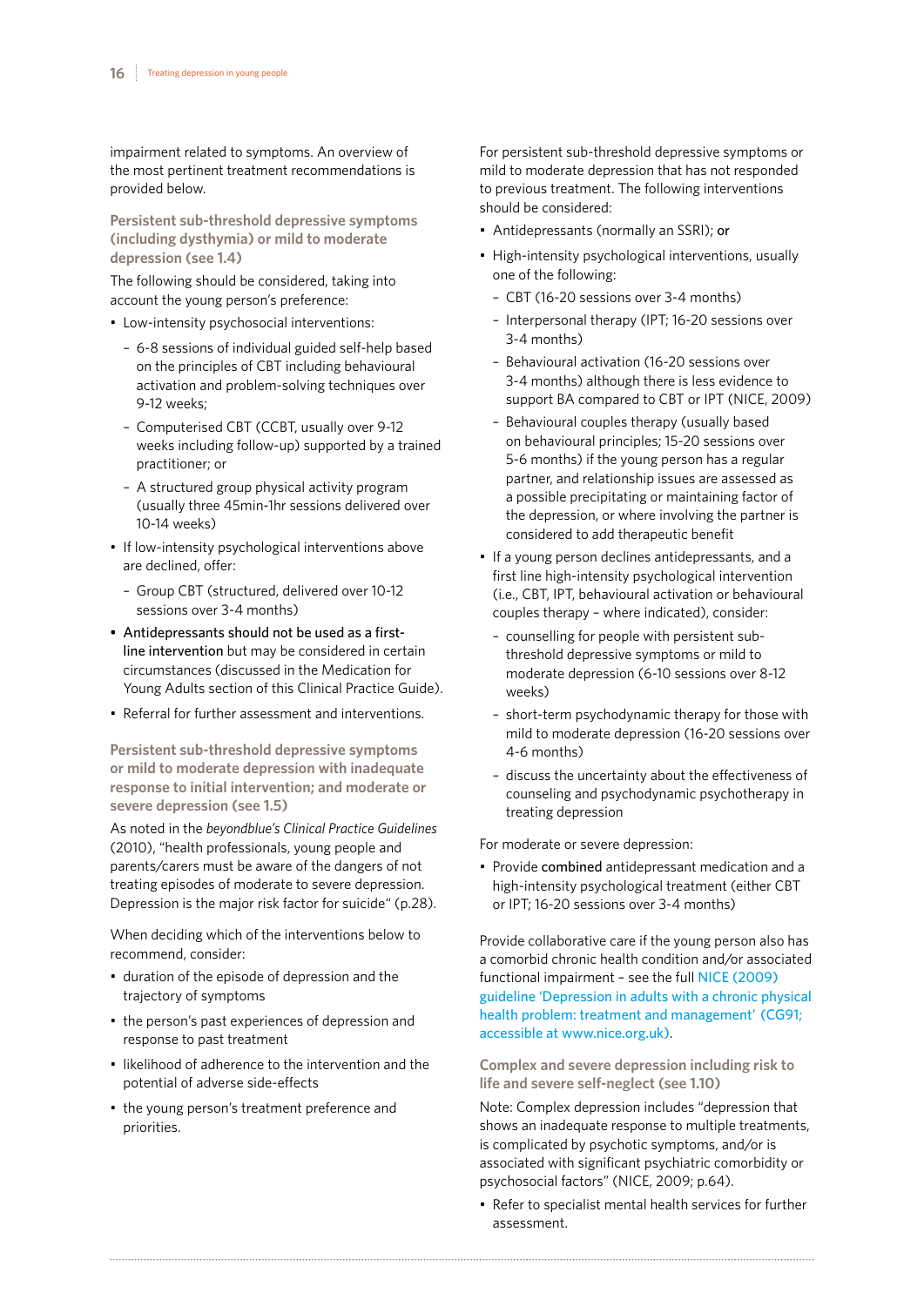impairment related to symptoms. An overview of the most pertinent treatment recommendations is provided below.

### Persistent sub-threshold depressive symptoms (including dysthymia) or mild to moderate depression (see 1.4)

The following should be considered, taking into account the young person's preference:

- Low-intensity psychosocial interventions:
  - 6-8 sessions of individual guided self-help based on the principles of CBT including behavioural activation and problem-solving techniques over 9-12 weeks;
  - Computerised CBT (CCBT, usually over 9-12 weeks including follow-up) supported by a trained practitioner; or
  - A structured group physical activity program (usually three 45min-1hr sessions delivered over 10-14 weeks)
- If low-intensity psychological interventions above are declined, offer:
  - Group CBT (structured, delivered over 10-12 sessions over 3-4 months)
- **Antidepressants should not be used as a first-line intervention** but may be considered in certain circumstances (discussed in the Medication for Young Adults section of this Clinical Practice Guide).
- Referral for further assessment and interventions.

### Persistent sub-threshold depressive symptoms or mild to moderate depression with inadequate response to initial intervention; and moderate or severe depression (see 1.5)

As noted in the *beyondblue's Clinical Practice Guidelines* (2010), "health professionals, young people and parents/carers must be aware of the dangers of not treating episodes of moderate to severe depression. Depression is the major risk factor for suicide" (p.28).

When deciding which of the interventions below to recommend, consider:

- duration of the episode of depression and the trajectory of symptoms
- the person's past experiences of depression and response to past treatment
- likelihood of adherence to the intervention and the potential of adverse side-effects
- the young person's treatment preference and priorities.

For persistent sub-threshold depressive symptoms or mild to moderate depression that has not responded to previous treatment. The following interventions should be considered:

- Antidepressants (normally an SSRI); **or**
- High-intensity psychological interventions, usually one of the following:
  - CBT (16-20 sessions over 3-4 months)
  - Interpersonal therapy (IPT; 16-20 sessions over 3-4 months)
  - Behavioural activation (16-20 sessions over 3-4 months) although there is less evidence to support BA compared to CBT or IPT (NICE, 2009)
  - Behavioural couples therapy (usually based on behavioural principles; 15-20 sessions over 5-6 months) if the young person has a regular partner, and relationship issues are assessed as a possible precipitating or maintaining factor of the depression, or where involving the partner is considered to add therapeutic benefit
- If a young person declines antidepressants, and a first line high-intensity psychological intervention (i.e., CBT, IPT, behavioural activation or behavioural couples therapy – where indicated), consider:
  - counselling for people with persistent sub-threshold depressive symptoms or mild to moderate depression (6-10 sessions over 8-12 weeks)
  - short-term psychodynamic therapy for those with mild to moderate depression (16-20 sessions over 4-6 months)
  - discuss the uncertainty about the effectiveness of counseling and psychodynamic psychotherapy in treating depression

For moderate or severe depression:

- Provide **combined** antidepressant medication and a high-intensity psychological treatment (either CBT or IPT; 16-20 sessions over 3-4 months)

Provide collaborative care if the young person also has a comorbid chronic health condition and/or associated functional impairment – see the full NICE (2009) guideline 'Depression in adults with a chronic physical health problem: treatment and management' (CG91; accessible at www.nice.org.uk).

### Complex and severe depression including risk to life and severe self-neglect (see 1.10)

Note: Complex depression includes "depression that shows an inadequate response to multiple treatments, is complicated by psychotic symptoms, and/or is associated with significant psychiatric comorbidity or psychosocial factors" (NICE, 2009; p.64).

- Refer to specialist mental health services for further assessment.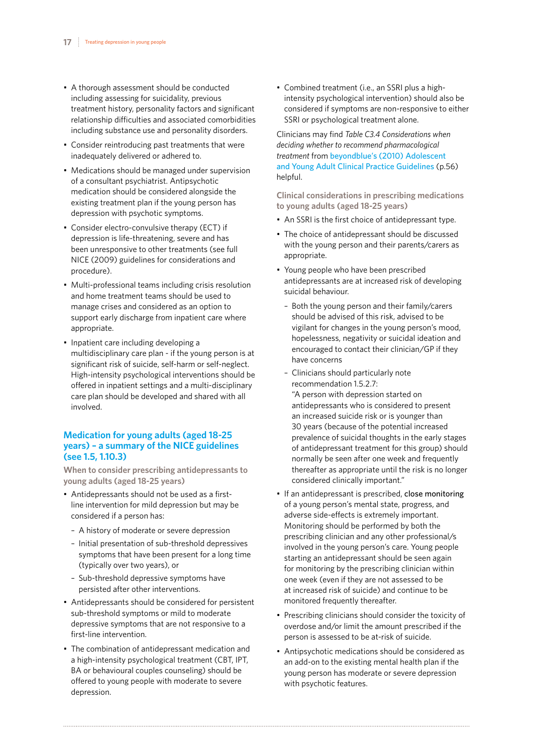- A thorough assessment should be conducted including assessing for suicidality, previous treatment history, personality factors and significant relationship difficulties and associated comorbidities including substance use and personality disorders.
- Consider reintroducing past treatments that were inadequately delivered or adhered to.
- Medications should be managed under supervision of a consultant psychiatrist. Antipsychotic medication should be considered alongside the existing treatment plan if the young person has depression with psychotic symptoms.
- Consider electro-convulsive therapy (ECT) if depression is life-threatening, severe and has been unresponsive to other treatments (see full NICE (2009) guidelines for considerations and procedure).
- Multi-professional teams including crisis resolution and home treatment teams should be used to manage crises and considered as an option to support early discharge from inpatient care where appropriate.
- Inpatient care including developing a multidisciplinary care plan - if the young person is at significant risk of suicide, self-harm or self-neglect. High-intensity psychological interventions should be offered in inpatient settings and a multi-disciplinary care plan should be developed and shared with all involved.

## Medication for young adults (aged 18-25 years) – a summary of the NICE guidelines (see 1.5, 1.10.3)

### When to consider prescribing antidepressants to young adults (aged 18-25 years)

- Antidepressants should not be used as a first-line intervention for mild depression but may be considered if a person has:
  - A history of moderate or severe depression
  - Initial presentation of sub-threshold depressives symptoms that have been present for a long time (typically over two years), or
  - Sub-threshold depressive symptoms have persisted after other interventions.
- Antidepressants should be considered for persistent sub-threshold symptoms or mild to moderate depressive symptoms that are not responsive to a first-line intervention.
- The combination of antidepressant medication and a high-intensity psychological treatment (CBT, IPT, BA or behavioural couples counseling) should be offered to young people with moderate to severe depression.
- Combined treatment (i.e., an SSRI plus a high-intensity psychological intervention) should also be considered if symptoms are non-responsive to either SSRI or psychological treatment alone.

Clinicians may find *Table C3.4 Considerations when deciding whether to recommend pharmacological treatment* from beyondblue's (2010) Adolescent and Young Adult Clinical Practice Guidelines (p.56) helpful.

### Clinical considerations in prescribing medications to young adults (aged 18-25 years)

- An SSRI is the first choice of antidepressant type.
- The choice of antidepressant should be discussed with the young person and their parents/carers as appropriate.
- Young people who have been prescribed antidepressants are at increased risk of developing suicidal behaviour.
  - Both the young person and their family/carers should be advised of this risk, advised to be vigilant for changes in the young person's mood, hopelessness, negativity or suicidal ideation and encouraged to contact their clinician/GP if they have concerns
  - Clinicians should particularly note recommendation 1.5.2.7: "A person with depression started on antidepressants who is considered to present an increased suicide risk or is younger than 30 years (because of the potential increased prevalence of suicidal thoughts in the early stages of antidepressant treatment for this group) should normally be seen after one week and frequently thereafter as appropriate until the risk is no longer considered clinically important."
- If an antidepressant is prescribed, close monitoring of a young person's mental state, progress, and adverse side-effects is extremely important. Monitoring should be performed by both the prescribing clinician and any other professional/s involved in the young person's care. Young people starting an antidepressant should be seen again for monitoring by the prescribing clinician within one week (even if they are not assessed to be at increased risk of suicide) and continue to be monitored frequently thereafter.
- Prescribing clinicians should consider the toxicity of overdose and/or limit the amount prescribed if the person is assessed to be at-risk of suicide.
- Antipsychotic medications should be considered as an add-on to the existing mental health plan if the young person has moderate or severe depression with psychotic features.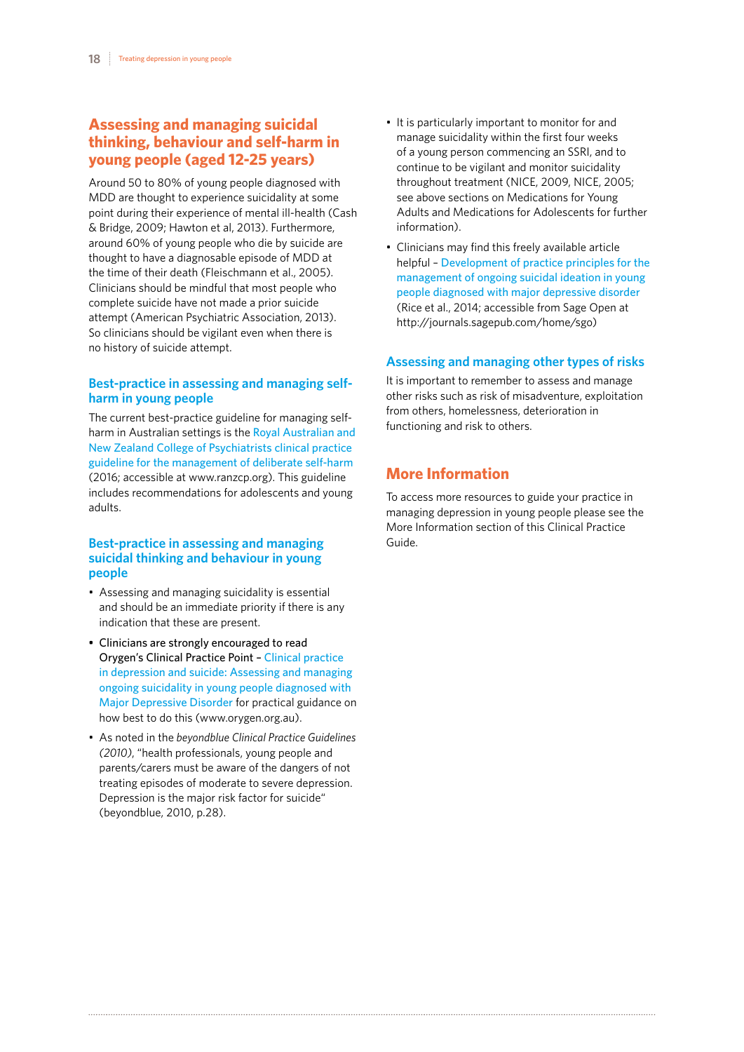## Assessing and managing suicidal thinking, behaviour and self-harm in young people (aged 12-25 years)

Around 50 to 80% of young people diagnosed with MDD are thought to experience suicidality at some point during their experience of mental ill-health (Cash & Bridge, 2009; Hawton et al, 2013). Furthermore, around 60% of young people who die by suicide are thought to have a diagnosable episode of MDD at the time of their death (Fleischmann et al., 2005). Clinicians should be mindful that most people who complete suicide have not made a prior suicide attempt (American Psychiatric Association, 2013). So clinicians should be vigilant even when there is no history of suicide attempt.

### Best-practice in assessing and managing self-harm in young people

The current best-practice guideline for managing self-harm in Australian settings is the Royal Australian and New Zealand College of Psychiatrists clinical practice guideline for the management of deliberate self-harm (2016; accessible at www.ranzcp.org). This guideline includes recommendations for adolescents and young adults.

### Best-practice in assessing and managing suicidal thinking and behaviour in young people

- Assessing and managing suicidality is essential and should be an immediate priority if there is any indication that these are present.
- Clinicians are strongly encouraged to read Orygen's Clinical Practice Point – Clinical practice in depression and suicide: Assessing and managing ongoing suicidality in young people diagnosed with Major Depressive Disorder for practical guidance on how best to do this (www.orygen.org.au).
- As noted in the *beyondblue Clinical Practice Guidelines (2010)*, "health professionals, young people and parents/carers must be aware of the dangers of not treating episodes of moderate to severe depression. Depression is the major risk factor for suicide" (beyondblue, 2010, p.28).
- It is particularly important to monitor for and manage suicidality within the first four weeks of a young person commencing an SSRI, and to continue to be vigilant and monitor suicidality throughout treatment (NICE, 2009, NICE, 2005; see above sections on Medications for Young Adults and Medications for Adolescents for further information).
- Clinicians may find this freely available article helpful – Development of practice principles for the management of ongoing suicidal ideation in young people diagnosed with major depressive disorder (Rice et al., 2014; accessible from Sage Open at http://journals.sagepub.com/home/sgo)

### Assessing and managing other types of risks

It is important to remember to assess and manage other risks such as risk of misadventure, exploitation from others, homelessness, deterioration in functioning and risk to others.

## More Information

To access more resources to guide your practice in managing depression in young people please see the More Information section of this Clinical Practice Guide.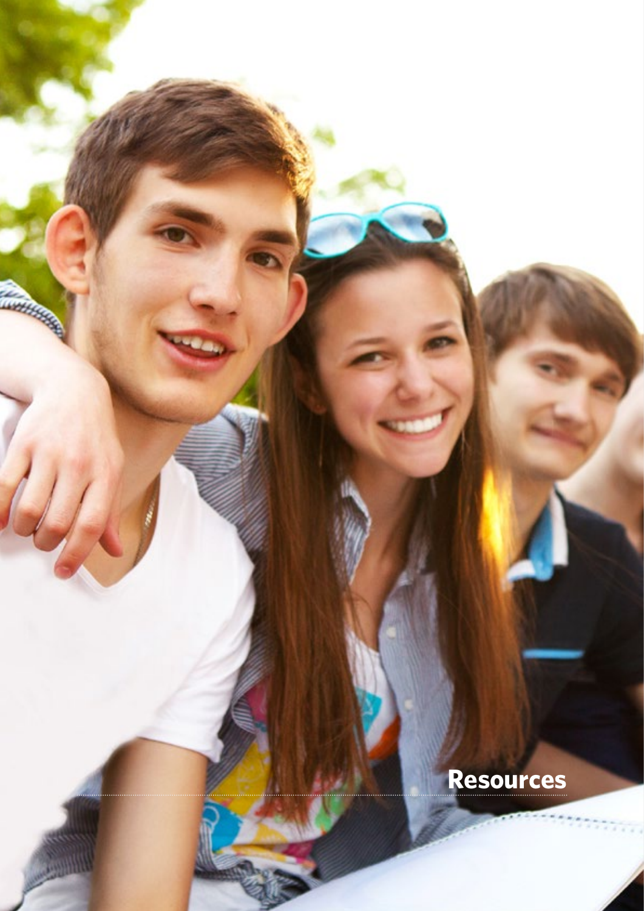# Resources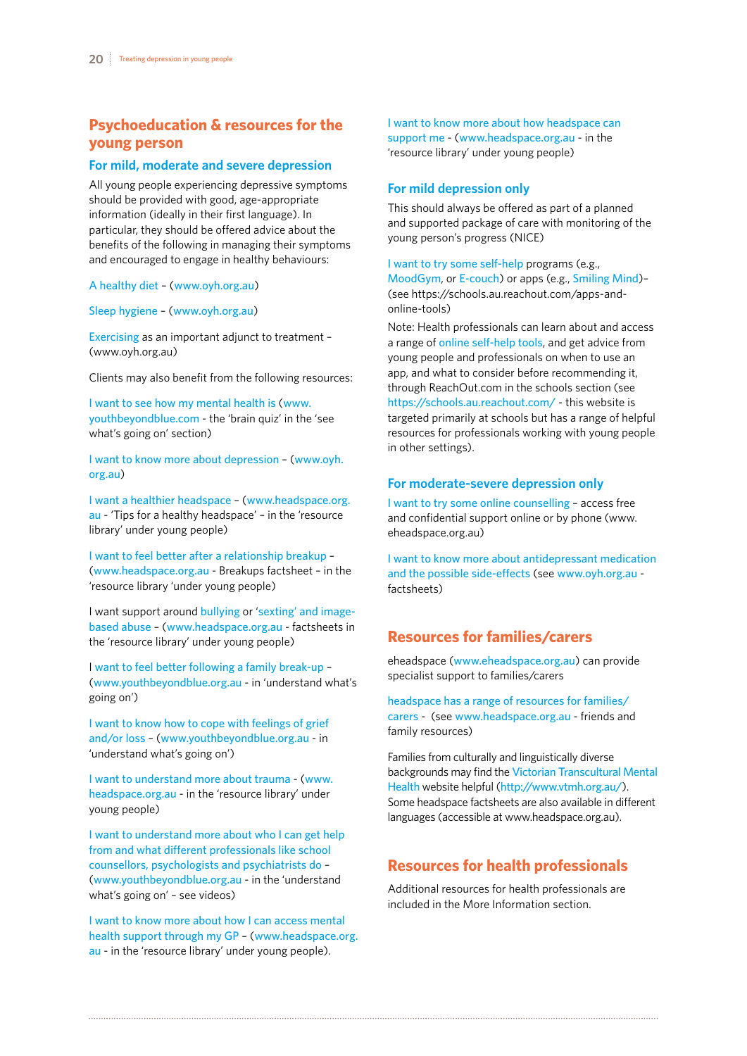## Psychoeducation & resources for the young person

### For mild, moderate and severe depression

All young people experiencing depressive symptoms should be provided with good, age-appropriate information (ideally in their first language). In particular, they should be offered advice about the benefits of the following in managing their symptoms and encouraged to engage in healthy behaviours:

A healthy diet – (www.oyh.org.au)

Sleep hygiene – (www.oyh.org.au)

Exercising as an important adjunct to treatment – (www.oyh.org.au)

Clients may also benefit from the following resources:

I want to see how my mental health is (www.youthbeyondblue.com - the 'brain quiz' in the 'see what's going on' section)

I want to know more about depression – (www.oyh.org.au)

I want a healthier headspace – (www.headspace.org.au - 'Tips for a healthy headspace' – in the 'resource library' under young people)

I want to feel better after a relationship breakup – (www.headspace.org.au - Breakups factsheet – in the 'resource library 'under young people)

I want support around bullying or 'sexting' and image-based abuse – (www.headspace.org.au - factsheets in the 'resource library' under young people)

I want to feel better following a family break-up – (www.youthbeyondblue.org.au - in 'understand what's going on')

I want to know how to cope with feelings of grief and/or loss – (www.youthbeyondblue.org.au - in 'understand what's going on')

I want to understand more about trauma - (www.headspace.org.au - in the 'resource library' under young people)

I want to understand more about who I can get help from and what different professionals like school counsellors, psychologists and psychiatrists do – (www.youthbeyondblue.org.au - in the 'understand what's going on' – see videos)

I want to know more about how I can access mental health support through my GP – (www.headspace.org.au - in the 'resource library' under young people).

I want to know more about how headspace can support me - (www.headspace.org.au - in the 'resource library' under young people)

### For mild depression only

This should always be offered as part of a planned and supported package of care with monitoring of the young person's progress (NICE)

I want to try some self-help programs (e.g., MoodGym, or E-couch) or apps (e.g., Smiling Mind)– (see https://schools.au.reachout.com/apps-and-online-tools)

Note: Health professionals can learn about and access a range of online self-help tools, and get advice from young people and professionals on when to use an app, and what to consider before recommending it, through ReachOut.com in the schools section (see https://schools.au.reachout.com/ - this website is targeted primarily at schools but has a range of helpful resources for professionals working with young people in other settings).

### For moderate-severe depression only

I want to try some online counselling – access free and confidential support online or by phone (www.eheadspace.org.au)

I want to know more about antidepressant medication and the possible side-effects (see www.oyh.org.au - factsheets)

## Resources for families/carers

eheadspace (www.eheadspace.org.au) can provide specialist support to families/carers

headspace has a range of resources for families/carers - (see www.headspace.org.au - friends and family resources)

Families from culturally and linguistically diverse backgrounds may find the Victorian Transcultural Mental Health website helpful (http://www.vtmh.org.au/). Some headspace factsheets are also available in different languages (accessible at www.headspace.org.au).

## Resources for health professionals

Additional resources for health professionals are included in the More Information section.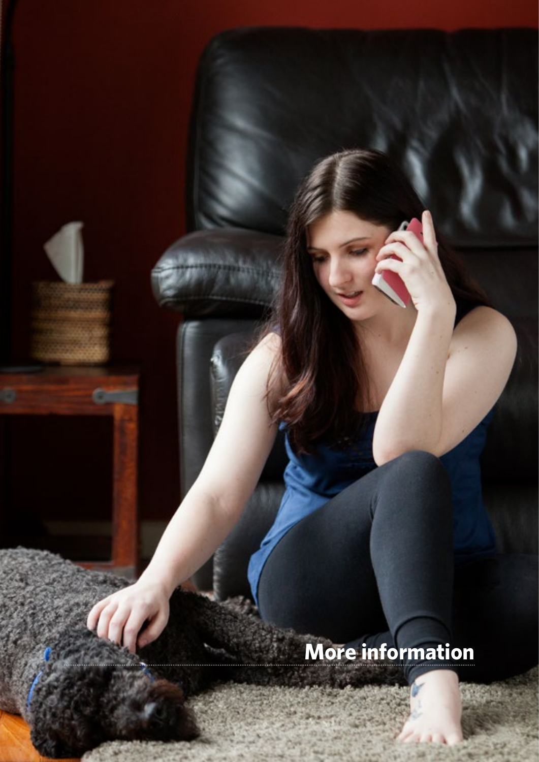# More information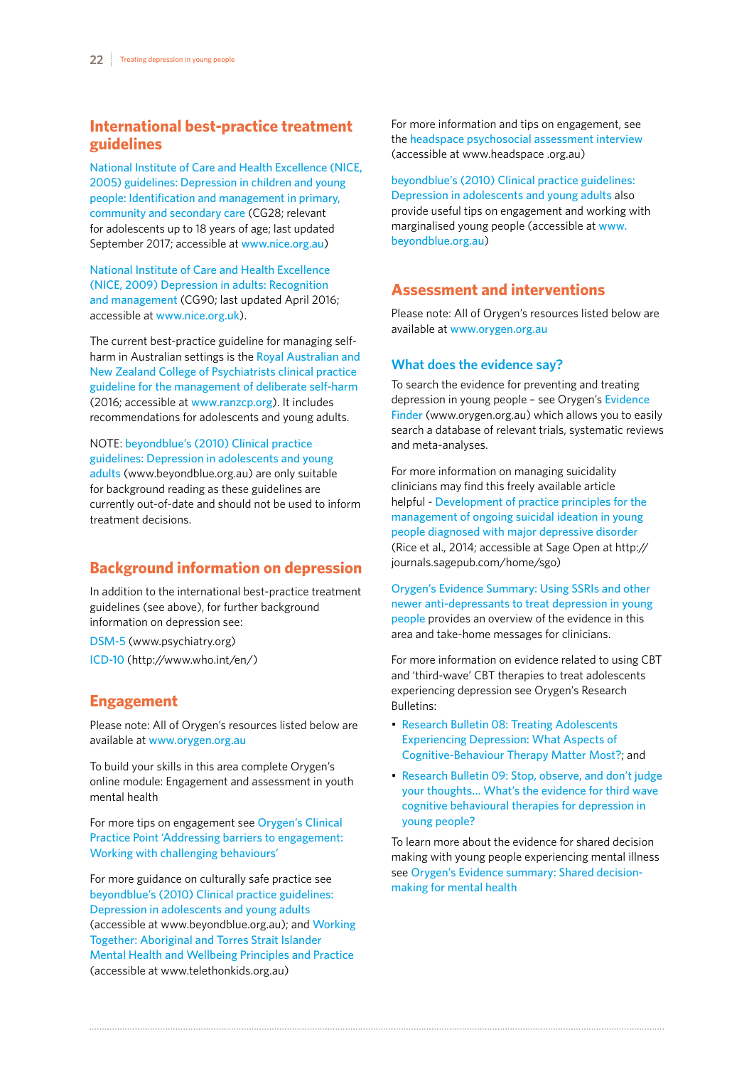## International best-practice treatment guidelines

National Institute of Care and Health Excellence (NICE, 2005) guidelines: Depression in children and young people: Identification and management in primary, community and secondary care (CG28; relevant for adolescents up to 18 years of age; last updated September 2017; accessible at www.nice.org.au)

National Institute of Care and Health Excellence (NICE, 2009) Depression in adults: Recognition and management (CG90; last updated April 2016; accessible at www.nice.org.uk).

The current best-practice guideline for managing self-harm in Australian settings is the Royal Australian and New Zealand College of Psychiatrists clinical practice guideline for the management of deliberate self-harm (2016; accessible at www.ranzcp.org). It includes recommendations for adolescents and young adults.

NOTE: beyondblue's (2010) Clinical practice guidelines: Depression in adolescents and young adults (www.beyondblue.org.au) are only suitable for background reading as these guidelines are currently out-of-date and should not be used to inform treatment decisions.

## Background information on depression

In addition to the international best-practice treatment guidelines (see above), for further background information on depression see:

DSM-5 (www.psychiatry.org)

ICD-10 (http://www.who.int/en/)

## Engagement

Please note: All of Orygen's resources listed below are available at www.orygen.org.au

To build your skills in this area complete Orygen's online module: Engagement and assessment in youth mental health

For more tips on engagement see Orygen's Clinical Practice Point 'Addressing barriers to engagement: Working with challenging behaviours'

For more guidance on culturally safe practice see beyondblue's (2010) Clinical practice guidelines: Depression in adolescents and young adults (accessible at www.beyondblue.org.au); and Working Together: Aboriginal and Torres Strait Islander Mental Health and Wellbeing Principles and Practice (accessible at www.telethonkids.org.au)

For more information and tips on engagement, see the headspace psychosocial assessment interview (accessible at www.headspace .org.au)

beyondblue's (2010) Clinical practice guidelines: Depression in adolescents and young adults also provide useful tips on engagement and working with marginalised young people (accessible at www.beyondblue.org.au)

## Assessment and interventions

Please note: All of Orygen's resources listed below are available at www.orygen.org.au

### What does the evidence say?

To search the evidence for preventing and treating depression in young people – see Orygen's Evidence Finder (www.orygen.org.au) which allows you to easily search a database of relevant trials, systematic reviews and meta-analyses.

For more information on managing suicidality clinicians may find this freely available article helpful - Development of practice principles for the management of ongoing suicidal ideation in young people diagnosed with major depressive disorder (Rice et al., 2014; accessible at Sage Open at http://journals.sagepub.com/home/sgo)

Orygen's Evidence Summary: Using SSRIs and other newer anti-depressants to treat depression in young people provides an overview of the evidence in this area and take-home messages for clinicians.

For more information on evidence related to using CBT and 'third-wave' CBT therapies to treat adolescents experiencing depression see Orygen's Research Bulletins:

- Research Bulletin 08: Treating Adolescents Experiencing Depression: What Aspects of Cognitive-Behaviour Therapy Matter Most?; and
- Research Bulletin 09: Stop, observe, and don't judge your thoughts... What's the evidence for third wave cognitive behavioural therapies for depression in young people?

To learn more about the evidence for shared decision making with young people experiencing mental illness see Orygen's Evidence summary: Shared decision-making for mental health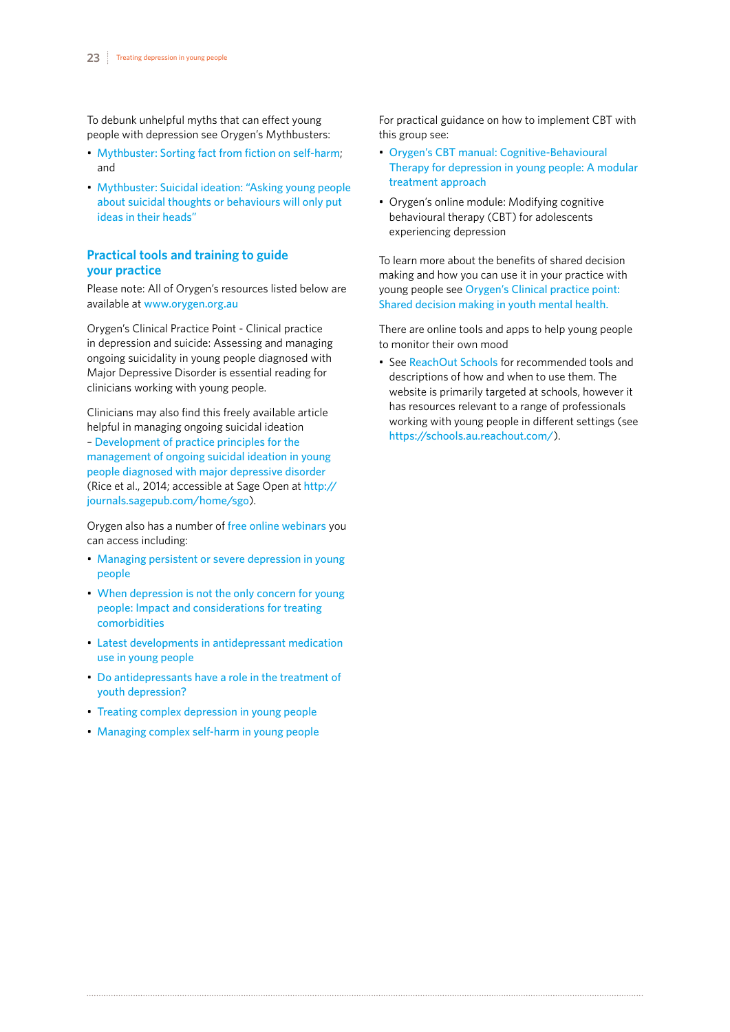To debunk unhelpful myths that can effect young people with depression see Orygen's Mythbusters:

- Mythbuster: Sorting fact from fiction on self-harm; and
- Mythbuster: Suicidal ideation: "Asking young people about suicidal thoughts or behaviours will only put ideas in their heads"

## Practical tools and training to guide your practice

Please note: All of Orygen's resources listed below are available at www.orygen.org.au

Orygen's Clinical Practice Point - Clinical practice in depression and suicide: Assessing and managing ongoing suicidality in young people diagnosed with Major Depressive Disorder is essential reading for clinicians working with young people.

Clinicians may also find this freely available article helpful in managing ongoing suicidal ideation – Development of practice principles for the management of ongoing suicidal ideation in young people diagnosed with major depressive disorder (Rice et al., 2014; accessible at Sage Open at http://journals.sagepub.com/home/sgo).

Orygen also has a number of free online webinars you can access including:

- Managing persistent or severe depression in young people
- When depression is not the only concern for young people: Impact and considerations for treating comorbidities
- Latest developments in antidepressant medication use in young people
- Do antidepressants have a role in the treatment of youth depression?
- Treating complex depression in young people
- Managing complex self-harm in young people

For practical guidance on how to implement CBT with this group see:

- Orygen's CBT manual: Cognitive-Behavioural Therapy for depression in young people: A modular treatment approach
- Orygen's online module: Modifying cognitive behavioural therapy (CBT) for adolescents experiencing depression

To learn more about the benefits of shared decision making and how you can use it in your practice with young people see Orygen's Clinical practice point: Shared decision making in youth mental health.

There are online tools and apps to help young people to monitor their own mood

- See ReachOut Schools for recommended tools and descriptions of how and when to use them. The website is primarily targeted at schools, however it has resources relevant to a range of professionals working with young people in different settings (see https://schools.au.reachout.com/).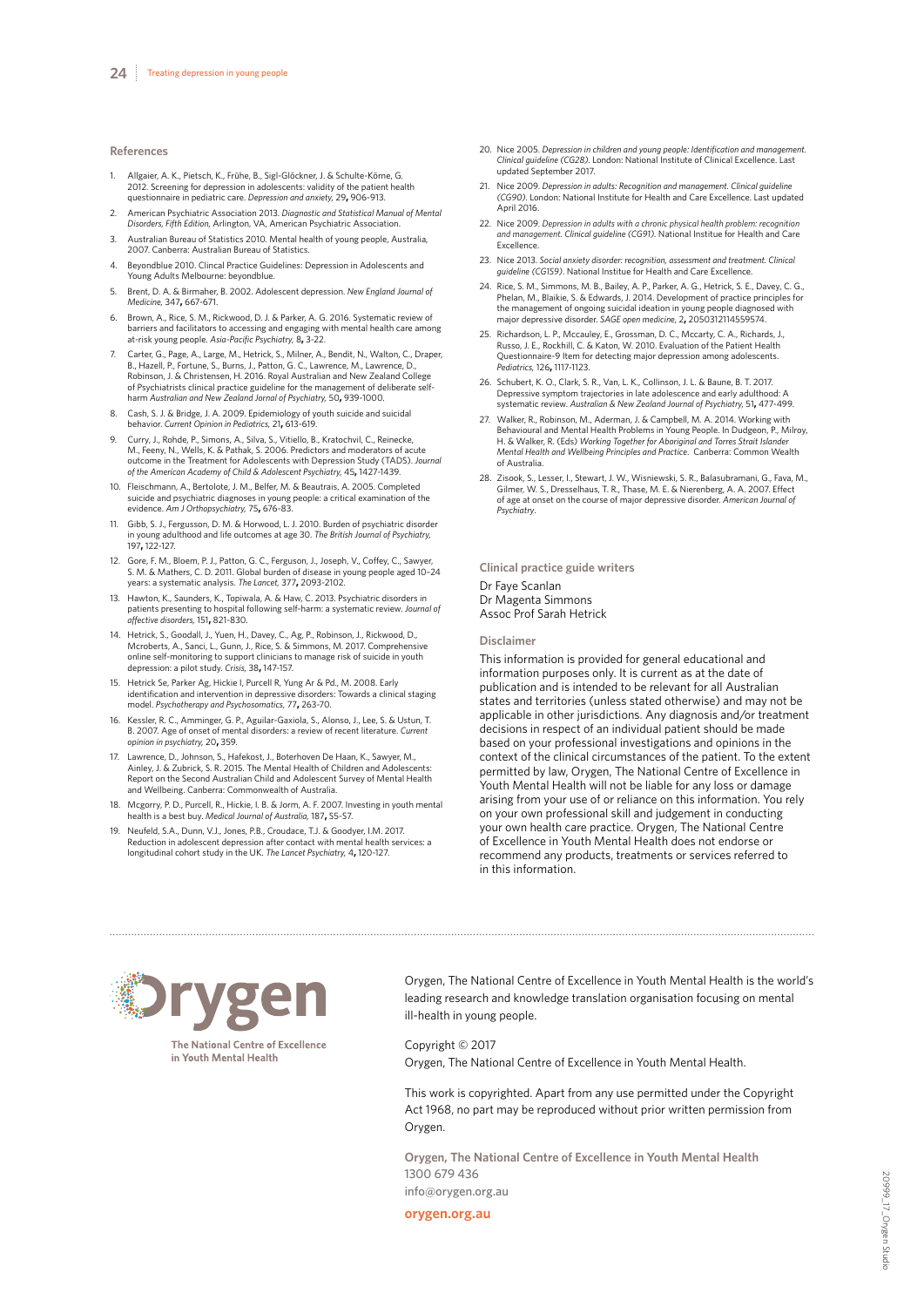## References

1. Allgaier, A. K., Pietsch, K., Frühe, B., Sigl-Glöckner, J. & Schulte-Körne, G. 2012. Screening for depression in adolescents: validity of the patient health questionnaire in pediatric care. *Depression and anxiety,* 29**,** 906-913.
2. American Psychiatric Association 2013. *Diagnostic and Statistical Manual of Mental Disorders, Fifth Edition,* Arlington, VA, American Psychiatric Association.
3. Australian Bureau of Statistics 2010. Mental health of young people, Australia, 2007. Canberra: Australian Bureau of Statistics.
4. Beyondblue 2010. Clincal Practice Guidelines: Depression in Adolescents and Young Adults Melbourne: beyondblue.
5. Brent, D. A. & Birmaher, B. 2002. Adolescent depression. *New England Journal of Medicine,* 347**,** 667-671.
6. Brown, A., Rice, S. M., Rickwood, D. J. & Parker, A. G. 2016. Systematic review of barriers and facilitators to accessing and engaging with mental health care among at-risk young people. *Asia-Pacific Psychiatry,* 8**,** 3-22.
7. Carter, G., Page, A., Large, M., Hetrick, S., Milner, A., Bendit, N., Walton, C., Draper, B., Hazell, P., Fortune, S., Burns, J., Patton, G. C., Lawrence, M., Lawrence, D., Robinson, J. & Christensen, H. 2016. Royal Australian and New Zealand College of Psychiatrists clinical practice guideline for the management of deliberate self-harm *Australian and New Zealand Jornal of Psychiatry,* 50**,** 939-1000.
8. Cash, S. J. & Bridge, J. A. 2009. Epidemiology of youth suicide and suicidal behavior. *Current Opinion in Pediatrics,* 21**,** 613-619.
9. Curry, J., Rohde, P., Simons, A., Silva, S., Vitiello, B., Kratochvil, C., Reinecke, M., Feeny, N., Wells, K. & Pathak, S. 2006. Predictors and moderators of acute outcome in the Treatment for Adolescents with Depression Study (TADS). *Journal of the American Academy of Child & Adolescent Psychiatry,* 45**,** 1427-1439.
10. Fleischmann, A., Bertolote, J. M., Belfer, M. & Beautrais, A. 2005. Completed suicide and psychiatric diagnoses in young people: a critical examination of the evidence. *Am J Orthopsychiatry,* 75**,** 676-83.
11. Gibb, S. J., Fergusson, D. M. & Horwood, L. J. 2010. Burden of psychiatric disorder in young adulthood and life outcomes at age 30. *The British Journal of Psychiatry,* 197**,** 122-127.
12. Gore, F. M., Bloem, P. J., Patton, G. C., Ferguson, J., Joseph, V., Coffey, C., Sawyer, S. M. & Mathers, C. D. 2011. Global burden of disease in young people aged 10–24 years: a systematic analysis. *The Lancet,* 377**,** 2093-2102.
13. Hawton, K., Saunders, K., Topiwala, A. & Haw, C. 2013. Psychiatric disorders in patients presenting to hospital following self-harm: a systematic review. *Journal of affective disorders,* 151**,** 821-830.
14. Hetrick, S., Goodall, J., Yuen, H., Davey, C., Ag, P., Robinson, J., Rickwood, D., Mcroberts, A., Sanci, L., Gunn, J., Rice, S. & Simmons, M. 2017. Comprehensive online self-monitoring to support clinicians to manage risk of suicide in youth depression: a pilot study. *Crisis,* 38**,** 147-157.
15. Hetrick Se, Parker Ag, Hickie I, Purcell R, Yung Ar & Pd., M. 2008. Early identification and intervention in depressive disorders: Towards a clinical staging model. *Psychotherapy and Psychosomatics,* 77**,** 263-70.
16. Kessler, R. C., Amminger, G. P., Aguilar-Gaxiola, S., Alonso, J., Lee, S. & Ustun, T. B. 2007. Age of onset of mental disorders: a review of recent literature. *Current opinion in psychiatry,* 20**,** 359.
17. Lawrence, D., Johnson, S., Hafekost, J., Boterhoven De Haan, K., Sawyer, M., Ainley, J. & Zubrick, S. R. 2015. The Mental Health of Children and Adolescents: Report on the Second Australian Child and Adolescent Survey of Mental Health and Wellbeing. Canberra: Commonwealth of Australia.
18. Mcgorry, P. D., Purcell, R., Hickie, I. B. & Jorm, A. F. 2007. Investing in youth mental health is a best buy. *Medical Journal of Australia,* 187**,** S5-S7.
19. Neufeld, S.A., Dunn, V.J., Jones, P.B., Croudace, T.J. & Goodyer, I.M. 2017. Reduction in adolescent depression after contact with mental health services: a longitudinal cohort study in the UK. *The Lancet Psychiatry,* 4**,** 120-127.
20. Nice 2005. *Depression in children and young people: Identification and management. Clinical guideline (CG28)*. London: National Institute of Clinical Excellence. Last updated September 2017.
21. Nice 2009. *Depression in adults: Recognition and management. Clinical guideline (CG90)*. London: National Institute for Health and Care Excellence. Last updated April 2016.
22. Nice 2009. *Depression in adults with a chronic physical health problem: recognition and management. Clinical guideline (CG91).* National Institue for Health and Care Excellence.
23. Nice 2013. *Social anxiety disorder: recognition, assessment and treatment. Clinical guideline (CG159)*. National Institue for Health and Care Excellence.
24. Rice, S. M., Simmons, M. B., Bailey, A. P., Parker, A. G., Hetrick, S. E., Davey, C. G., Phelan, M., Blaikie, S. & Edwards, J. 2014. Development of practice principles for the management of ongoing suicidal ideation in young people diagnosed with major depressive disorder. *SAGE open medicine,* 2**,** 2050312114559574.
25. Richardson, L. P., Mccauley, E., Grossman, D. C., Mccarty, C. A., Richards, J., Russo, J. E., Rockhill, C. & Katon, W. 2010. Evaluation of the Patient Health Questionnaire-9 Item for detecting major depression among adolescents. *Pediatrics,* 126**,** 1117-1123.
26. Schubert, K. O., Clark, S. R., Van, L. K., Collinson, J. L. & Baune, B. T. 2017. Depressive symptom trajectories in late adolescence and early adulthood: A systematic review. *Australian & New Zealand Journal of Psychiatry,* 51**,** 477-499.
27. Walker, R., Robinson, M., Aderman, J. & Campbell, M. A. 2014. Working with Behavioural and Mental Health Problems in Young People. In Dudgeon, P., Milroy, H. & Walker, R. (Eds) *Working Together for Aboriginal and Torres Strait Islander Mental Health and Wellbeing Principles and Practice.* Canberra: Common Wealth of Australia.
28. Zisook, S., Lesser, I., Stewart, J. W., Wisniewski, S. R., Balasubramani, G., Fava, M., Gilmer, W. S., Dresselhaus, T. R., Thase, M. E. & Nierenberg, A. A. 2007. Effect of age at onset on the course of major depressive disorder. *American Journal of Psychiatry*.

## Clinical practice guide writers

Dr Faye Scanlan
Dr Magenta Simmons
Assoc Prof Sarah Hetrick

## Disclaimer

This information is provided for general educational and information purposes only. It is current as at the date of publication and is intended to be relevant for all Australian states and territories (unless stated otherwise) and may not be applicable in other jurisdictions. Any diagnosis and/or treatment decisions in respect of an individual patient should be made based on your professional investigations and opinions in the context of the clinical circumstances of the patient. To the extent permitted by law, Orygen, The National Centre of Excellence in Youth Mental Health will not be liable for any loss or damage arising from your use of or reliance on this information. You rely on your own professional skill and judgement in conducting your own health care practice. Orygen, The National Centre of Excellence in Youth Mental Health does not endorse or recommend any products, treatments or services referred to in this information.

Orygen
The National Centre of Excellence in Youth Mental Health

Orygen, The National Centre of Excellence in Youth Mental Health is the world's leading research and knowledge translation organisation focusing on mental ill-health in young people.

Copyright © 2017
Orygen, The National Centre of Excellence in Youth Mental Health.

This work is copyrighted. Apart from any use permitted under the Copyright Act 1968, no part may be reproduced without prior written permission from Orygen.

**Orygen, The National Centre of Excellence in Youth Mental Health**
1300 679 436
info@orygen.org.au

**orygen.org.au**

20999_17_Orygen Studio